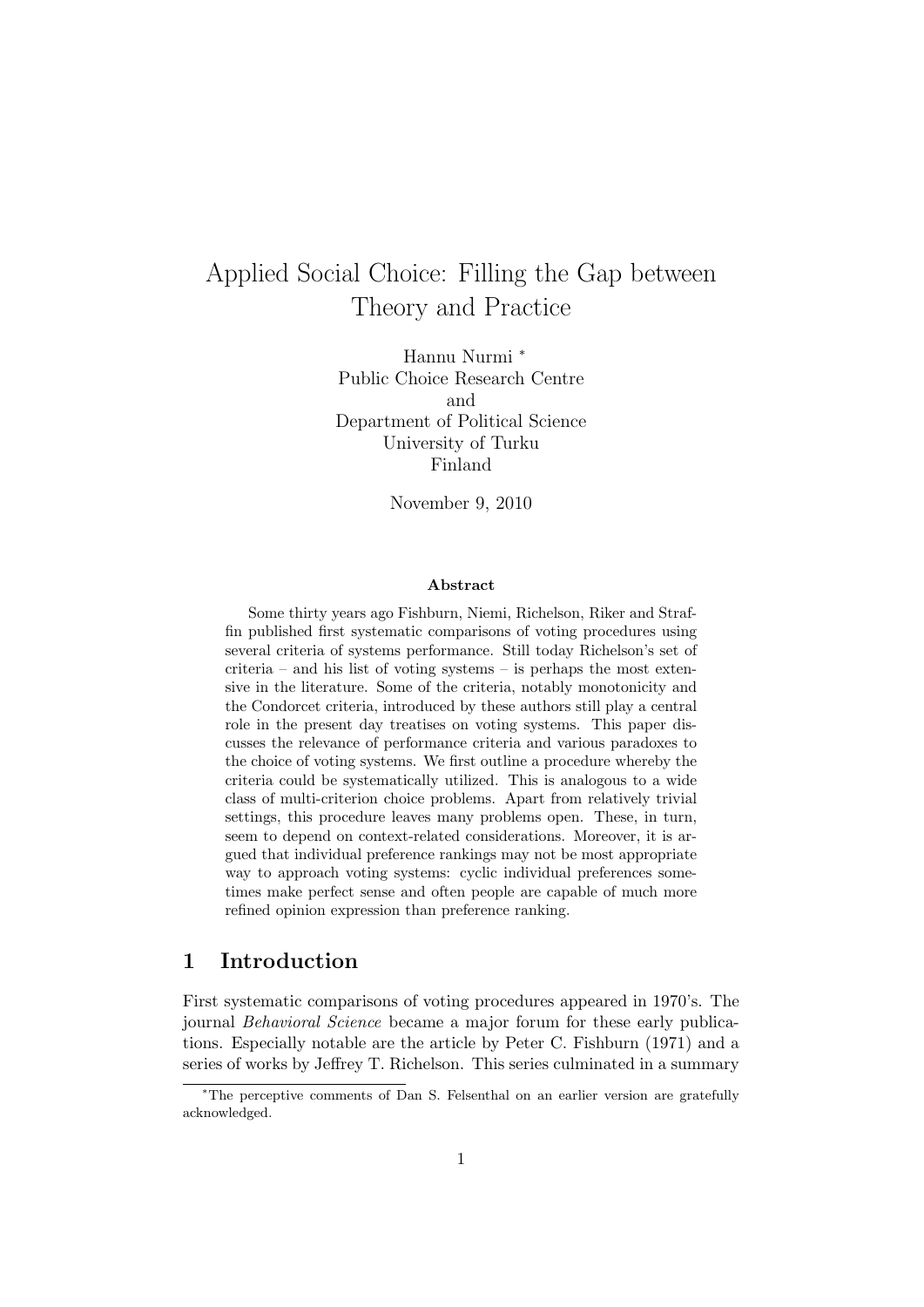# Applied Social Choice: Filling the Gap between Theory and Practice

Hannu Nurmi [*]
Public Choice Research Centre
and
Department of Political Science
University of Turku
Finland

November 9, 2010

### Abstract

Some thirty years ago Fishburn, Niemi, Richelson, Riker and Straffin published first systematic comparisons of voting procedures using several criteria of systems performance. Still today Richelson's set of criteria – and his list of voting systems – is perhaps the most extensive in the literature. Some of the criteria, notably monotonicity and the Condorcet criteria, introduced by these authors still play a central role in the present day treatises on voting systems. This paper discusses the relevance of performance criteria and various paradoxes to the choice of voting systems. We first outline a procedure whereby the criteria could be systematically utilized. This is analogous to a wide class of multi-criterion choice problems. Apart from relatively trivial settings, this procedure leaves many problems open. These, in turn, seem to depend on context-related considerations. Moreover, it is argued that individual preference rankings may not be most appropriate way to approach voting systems: cyclic individual preferences sometimes make perfect sense and often people are capable of much more refined opinion expression than preference ranking.

## 1 Introduction

First systematic comparisons of voting procedures appeared in 1970's. The journal *Behavioral Science* became a major forum for these early publications. Especially notable are the article by Peter C. Fishburn (1971) and a series of works by Jeffrey T. Richelson. This series culminated in a summary

[*] The perceptive comments of Dan S. Felsenthal on an earlier version are gratefully acknowledged.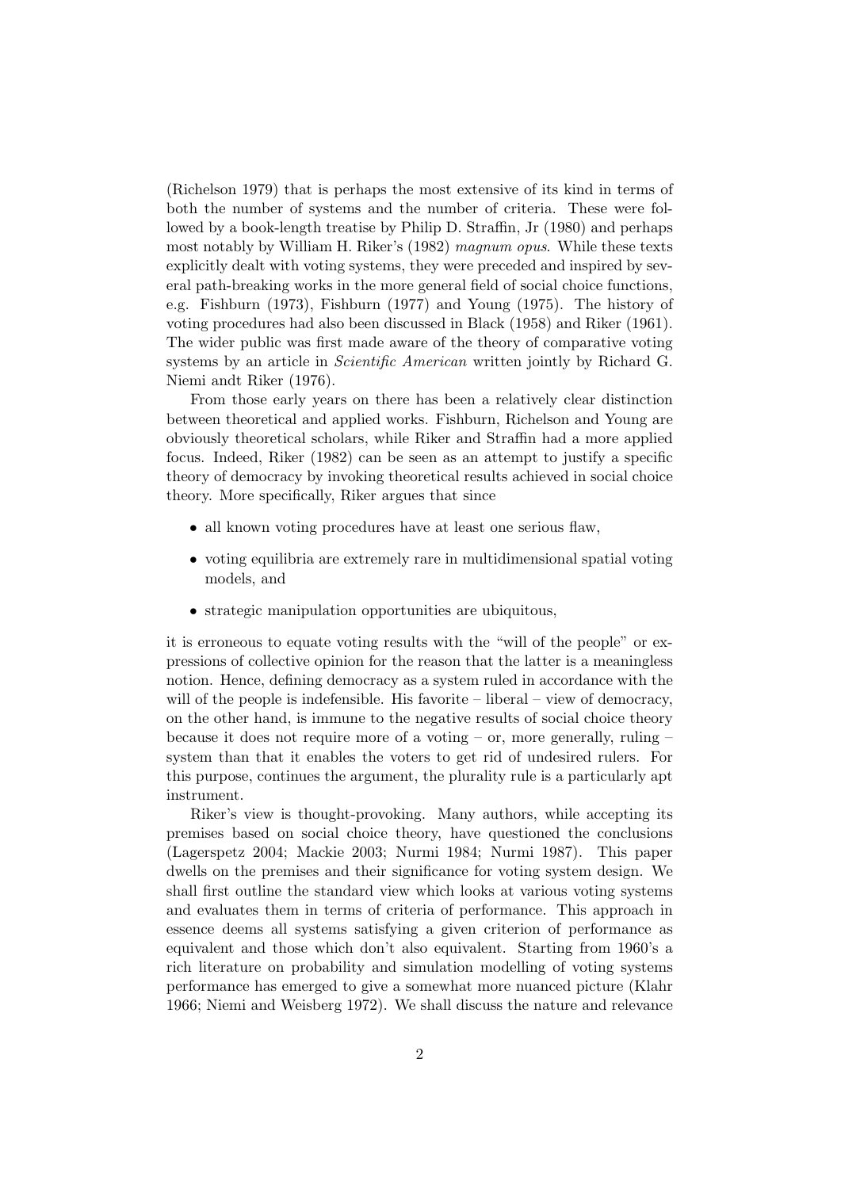(Richelson 1979) that is perhaps the most extensive of its kind in terms of both the number of systems and the number of criteria. These were followed by a book-length treatise by Philip D. Straffin, Jr (1980) and perhaps most notably by William H. Riker's (1982) *magnum opus*. While these texts explicitly dealt with voting systems, they were preceded and inspired by several path-breaking works in the more general field of social choice functions, e.g. Fishburn (1973), Fishburn (1977) and Young (1975). The history of voting procedures had also been discussed in Black (1958) and Riker (1961). The wider public was first made aware of the theory of comparative voting systems by an article in *Scientific American* written jointly by Richard G. Niemi andt Riker (1976).

From those early years on there has been a relatively clear distinction between theoretical and applied works. Fishburn, Richelson and Young are obviously theoretical scholars, while Riker and Straffin had a more applied focus. Indeed, Riker (1982) can be seen as an attempt to justify a specific theory of democracy by invoking theoretical results achieved in social choice theory. More specifically, Riker argues that since

- all known voting procedures have at least one serious flaw,
- voting equilibria are extremely rare in multidimensional spatial voting models, and
- strategic manipulation opportunities are ubiquitous,

it is erroneous to equate voting results with the "will of the people" or expressions of collective opinion for the reason that the latter is a meaningless notion. Hence, defining democracy as a system ruled in accordance with the will of the people is indefensible. His favorite – liberal – view of democracy, on the other hand, is immune to the negative results of social choice theory because it does not require more of a voting – or, more generally, ruling – system than that it enables the voters to get rid of undesired rulers. For this purpose, continues the argument, the plurality rule is a particularly apt instrument.

Riker's view is thought-provoking. Many authors, while accepting its premises based on social choice theory, have questioned the conclusions (Lagerspetz 2004; Mackie 2003; Nurmi 1984; Nurmi 1987). This paper dwells on the premises and their significance for voting system design. We shall first outline the standard view which looks at various voting systems and evaluates them in terms of criteria of performance. This approach in essence deems all systems satisfying a given criterion of performance as equivalent and those which don't also equivalent. Starting from 1960's a rich literature on probability and simulation modelling of voting systems performance has emerged to give a somewhat more nuanced picture (Klahr 1966; Niemi and Weisberg 1972). We shall discuss the nature and relevance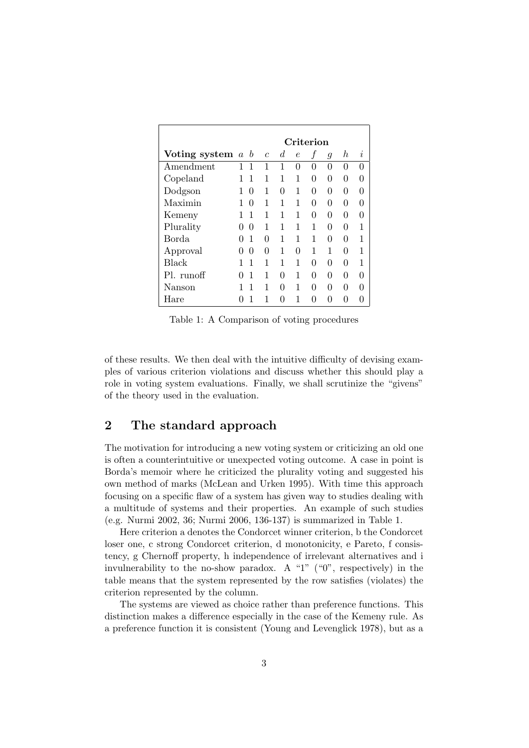| | Criterion | | | | | | | | |
|---|---|---|---|---|---|---|---|---|---|
| **Voting system** | $a$ | $b$ | $c$ | $d$ | $e$ | $f$ | $g$ | $h$ | $i$ |
| Amendment | 1 | 1 | 1 | 1 | 0 | 0 | 0 | 0 | 0 |
| Copeland | 1 | 1 | 1 | 1 | 1 | 0 | 0 | 0 | 0 |
| Dodgson | 1 | 0 | 1 | 0 | 1 | 0 | 0 | 0 | 0 |
| Maximin | 1 | 0 | 1 | 1 | 1 | 0 | 0 | 0 | 0 |
| Kemeny | 1 | 1 | 1 | 1 | 1 | 0 | 0 | 0 | 0 |
| Plurality | 0 | 0 | 1 | 1 | 1 | 1 | 0 | 0 | 1 |
| Borda | 0 | 1 | 0 | 1 | 1 | 1 | 0 | 0 | 1 |
| Approval | 0 | 0 | 0 | 1 | 0 | 1 | 1 | 0 | 1 |
| Black | 1 | 1 | 1 | 1 | 1 | 0 | 0 | 0 | 1 |
| Pl. runoff | 0 | 1 | 1 | 0 | 1 | 0 | 0 | 0 | 0 |
| Nanson | 1 | 1 | 1 | 0 | 1 | 0 | 0 | 0 | 0 |
| Hare | 0 | 1 | 1 | 0 | 1 | 0 | 0 | 0 | 0 |

Table 1: A Comparison of voting procedures

of these results. We then deal with the intuitive difficulty of devising examples of various criterion violations and discuss whether this should play a role in voting system evaluations. Finally, we shall scrutinize the "givens" of the theory used in the evaluation.

## 2 The standard approach

The motivation for introducing a new voting system or criticizing an old one is often a counterintuitive or unexpected voting outcome. A case in point is Borda's memoir where he criticized the plurality voting and suggested his own method of marks (McLean and Urken 1995). With time this approach focusing on a specific flaw of a system has given way to studies dealing with a multitude of systems and their properties. An example of such studies (e.g. Nurmi 2002, 36; Nurmi 2006, 136-137) is summarized in Table 1.

Here criterion a denotes the Condorcet winner criterion, b the Condorcet loser one, c strong Condorcet criterion, d monotonicity, e Pareto, f consistency, g Chernoff property, h independence of irrelevant alternatives and i invulnerability to the no-show paradox. A "1" ("0", respectively) in the table means that the system represented by the row satisfies (violates) the criterion represented by the column.

The systems are viewed as choice rather than preference functions. This distinction makes a difference especially in the case of the Kemeny rule. As a preference function it is consistent (Young and Levenglick 1978), but as a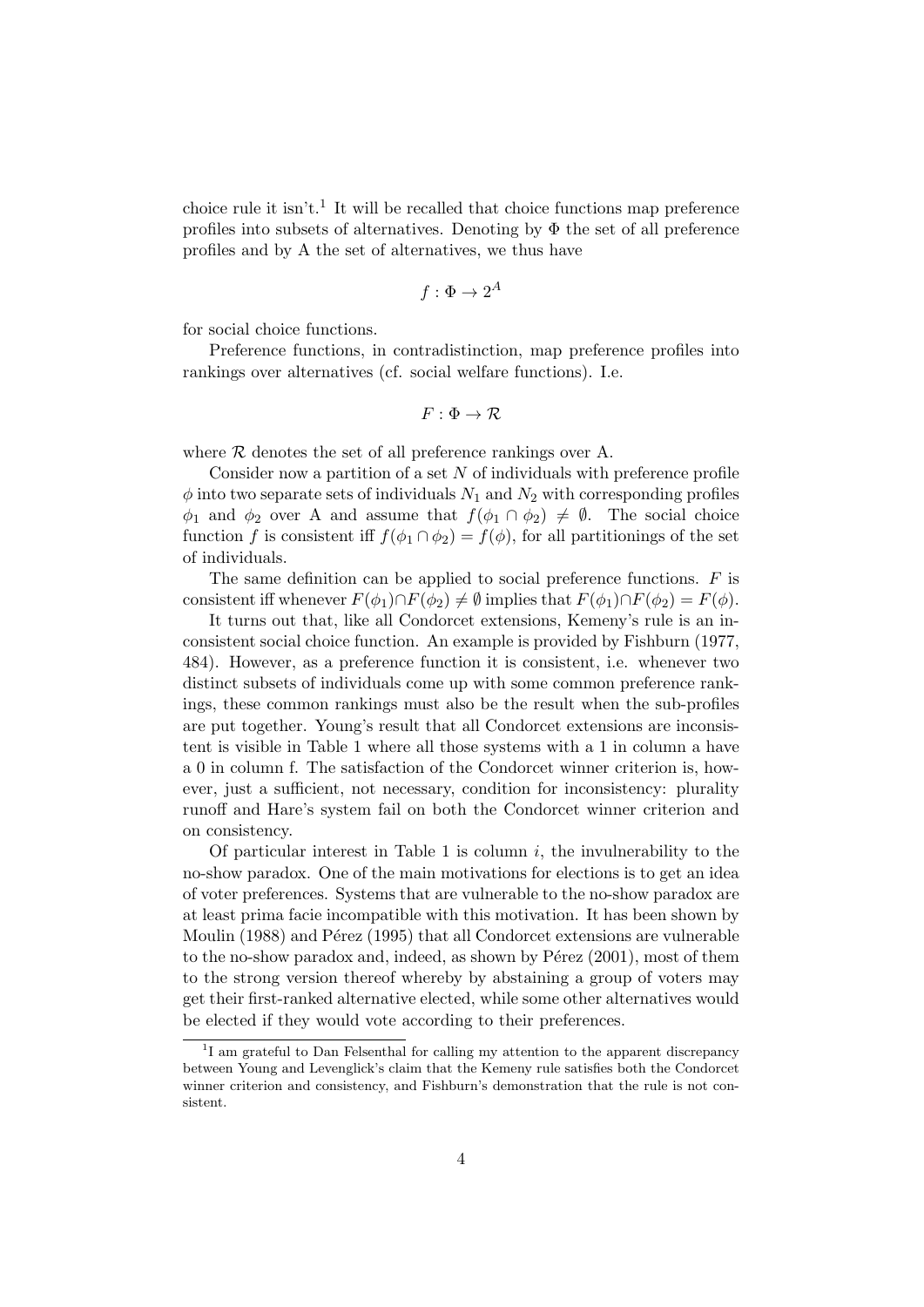choice rule it isn't.[1] It will be recalled that choice functions map preference profiles into subsets of alternatives. Denoting by $\Phi$ the set of all preference profiles and by A the set of alternatives, we thus have

$$f : \Phi \rightarrow 2^A$$

for social choice functions.

Preference functions, in contradistinction, map preference profiles into rankings over alternatives (cf. social welfare functions). I.e.

$$F : \Phi \rightarrow \mathcal{R}$$

where $\mathcal{R}$ denotes the set of all preference rankings over A.

Consider now a partition of a set $N$ of individuals with preference profile $\phi$ into two separate sets of individuals $N_1$ and $N_2$ with corresponding profiles $\phi_1$ and $\phi_2$ over A and assume that $f(\phi_1 \cap \phi_2) \neq \emptyset$. The social choice function $f$ is consistent iff $f(\phi_1 \cap \phi_2) = f(\phi)$, for all partitionings of the set of individuals.

The same definition can be applied to social preference functions. $F$ is consistent iff whenever $F(\phi_1) \cap F(\phi_2) \neq \emptyset$ implies that $F(\phi_1) \cap F(\phi_2) = F(\phi)$.

It turns out that, like all Condorcet extensions, Kemeny's rule is an inconsistent social choice function. An example is provided by Fishburn (1977, 484). However, as a preference function it is consistent, i.e. whenever two distinct subsets of individuals come up with some common preference rankings, these common rankings must also be the result when the sub-profiles are put together. Young's result that all Condorcet extensions are inconsistent is visible in Table 1 where all those systems with a 1 in column a have a 0 in column f. The satisfaction of the Condorcet winner criterion is, however, just a sufficient, not necessary, condition for inconsistency: plurality runoff and Hare's system fail on both the Condorcet winner criterion and on consistency.

Of particular interest in Table 1 is column $i$, the invulnerability to the no-show paradox. One of the main motivations for elections is to get an idea of voter preferences. Systems that are vulnerable to the no-show paradox are at least prima facie incompatible with this motivation. It has been shown by Moulin (1988) and Pérez (1995) that all Condorcet extensions are vulnerable to the no-show paradox and, indeed, as shown by Pérez (2001), most of them to the strong version thereof whereby by abstaining a group of voters may get their first-ranked alternative elected, while some other alternatives would be elected if they would vote according to their preferences.

[1] I am grateful to Dan Felsenthal for calling my attention to the apparent discrepancy between Young and Levenglick's claim that the Kemeny rule satisfies both the Condorcet winner criterion and consistency, and Fishburn's demonstration that the rule is not consistent.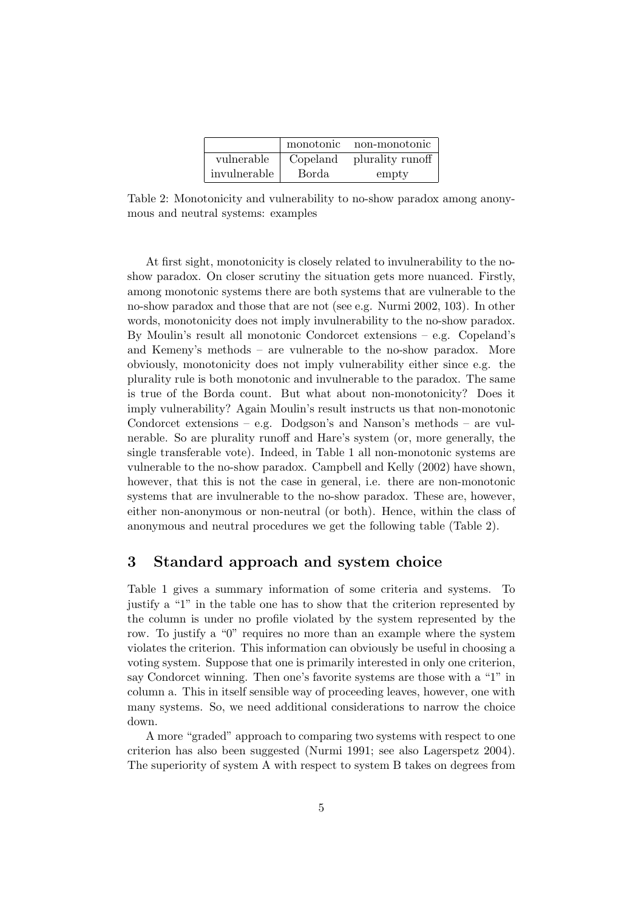| | monotonic | non-monotonic |
|---|---|---|
| vulnerable | Copeland | plurality runoff |
| invulnerable | Borda | empty |

Table 2: Monotonicity and vulnerability to no-show paradox among anonymous and neutral systems: examples

At first sight, monotonicity is closely related to invulnerability to the no-show paradox. On closer scrutiny the situation gets more nuanced. Firstly, among monotonic systems there are both systems that are vulnerable to the no-show paradox and those that are not (see e.g. Nurmi 2002, 103). In other words, monotonicity does not imply invulnerability to the no-show paradox. By Moulin's result all monotonic Condorcet extensions – e.g. Copeland's and Kemeny's methods – are vulnerable to the no-show paradox. More obviously, monotonicity does not imply vulnerability either since e.g. the plurality rule is both monotonic and invulnerable to the paradox. The same is true of the Borda count. But what about non-monotonicity? Does it imply vulnerability? Again Moulin's result instructs us that non-monotonic Condorcet extensions – e.g. Dodgson's and Nanson's methods – are vulnerable. So are plurality runoff and Hare's system (or, more generally, the single transferable vote). Indeed, in Table 1 all non-monotonic systems are vulnerable to the no-show paradox. Campbell and Kelly (2002) have shown, however, that this is not the case in general, i.e. there are non-monotonic systems that are invulnerable to the no-show paradox. These are, however, either non-anonymous or non-neutral (or both). Hence, within the class of anonymous and neutral procedures we get the following table (Table 2).

## 3 Standard approach and system choice

Table 1 gives a summary information of some criteria and systems. To justify a "1" in the table one has to show that the criterion represented by the column is under no profile violated by the system represented by the row. To justify a "0" requires no more than an example where the system violates the criterion. This information can obviously be useful in choosing a voting system. Suppose that one is primarily interested in only one criterion, say Condorcet winning. Then one's favorite systems are those with a "1" in column a. This in itself sensible way of proceeding leaves, however, one with many systems. So, we need additional considerations to narrow the choice down.

A more "graded" approach to comparing two systems with respect to one criterion has also been suggested (Nurmi 1991; see also Lagerspetz 2004). The superiority of system A with respect to system B takes on degrees from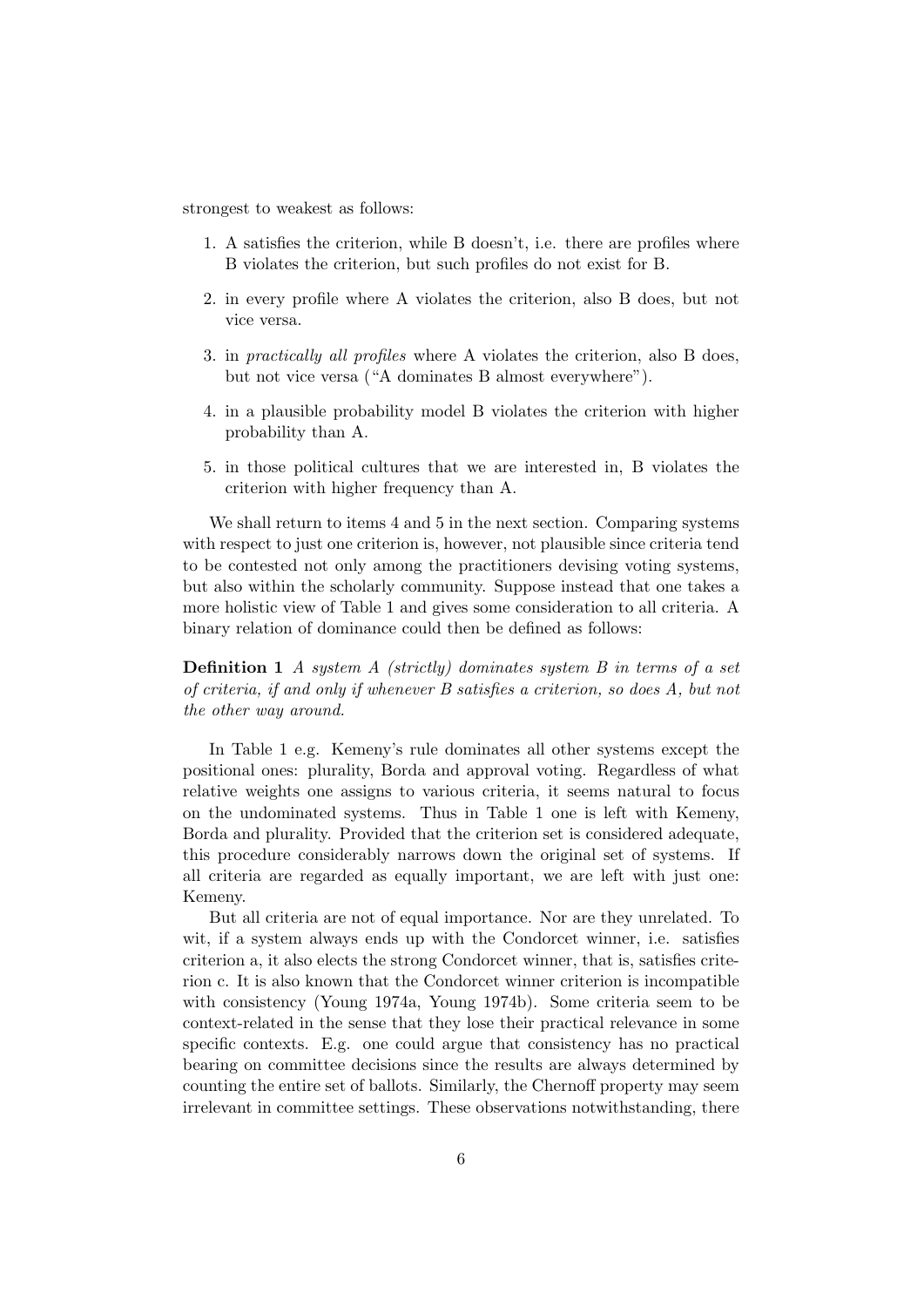strongest to weakest as follows:

1. A satisfies the criterion, while B doesn't, i.e. there are profiles where B violates the criterion, but such profiles do not exist for B.
2. in every profile where A violates the criterion, also B does, but not vice versa.
3. in *practically all profiles* where A violates the criterion, also B does, but not vice versa ("A dominates B almost everywhere").
4. in a plausible probability model B violates the criterion with higher probability than A.
5. in those political cultures that we are interested in, B violates the criterion with higher frequency than A.

We shall return to items 4 and 5 in the next section. Comparing systems with respect to just one criterion is, however, not plausible since criteria tend to be contested not only among the practitioners devising voting systems, but also within the scholarly community. Suppose instead that one takes a more holistic view of Table 1 and gives some consideration to all criteria. A binary relation of dominance could then be defined as follows:

**Definition 1** *A system A (strictly) dominates system B in terms of a set of criteria, if and only if whenever B satisfies a criterion, so does A, but not the other way around.*

In Table 1 e.g. Kemeny's rule dominates all other systems except the positional ones: plurality, Borda and approval voting. Regardless of what relative weights one assigns to various criteria, it seems natural to focus on the undominated systems. Thus in Table 1 one is left with Kemeny, Borda and plurality. Provided that the criterion set is considered adequate, this procedure considerably narrows down the original set of systems. If all criteria are regarded as equally important, we are left with just one: Kemeny.

But all criteria are not of equal importance. Nor are they unrelated. To wit, if a system always ends up with the Condorcet winner, i.e. satisfies criterion a, it also elects the strong Condorcet winner, that is, satisfies criterion c. It is also known that the Condorcet winner criterion is incompatible with consistency (Young 1974a, Young 1974b). Some criteria seem to be context-related in the sense that they lose their practical relevance in some specific contexts. E.g. one could argue that consistency has no practical bearing on committee decisions since the results are always determined by counting the entire set of ballots. Similarly, the Chernoff property may seem irrelevant in committee settings. These observations notwithstanding, there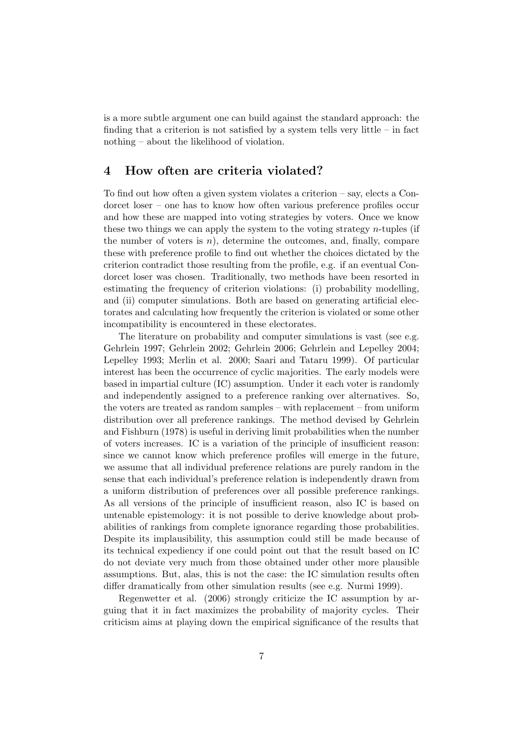is a more subtle argument one can build against the standard approach: the finding that a criterion is not satisfied by a system tells very little – in fact nothing – about the likelihood of violation.

## 4 How often are criteria violated?

To find out how often a given system violates a criterion – say, elects a Condorcet loser – one has to know how often various preference profiles occur and how these are mapped into voting strategies by voters. Once we know these two things we can apply the system to the voting strategy $n$-tuples (if the number of voters is $n$), determine the outcomes, and, finally, compare these with preference profile to find out whether the choices dictated by the criterion contradict those resulting from the profile, e.g. if an eventual Condorcet loser was chosen. Traditionally, two methods have been resorted in estimating the frequency of criterion violations: (i) probability modelling, and (ii) computer simulations. Both are based on generating artificial electorates and calculating how frequently the criterion is violated or some other incompatibility is encountered in these electorates.

The literature on probability and computer simulations is vast (see e.g. Gehrlein 1997; Gehrlein 2002; Gehrlein 2006; Gehrlein and Lepelley 2004; Lepelley 1993; Merlin et al. 2000; Saari and Tataru 1999). Of particular interest has been the occurrence of cyclic majorities. The early models were based in impartial culture (IC) assumption. Under it each voter is randomly and independently assigned to a preference ranking over alternatives. So, the voters are treated as random samples – with replacement – from uniform distribution over all preference rankings. The method devised by Gehrlein and Fishburn (1978) is useful in deriving limit probabilities when the number of voters increases. IC is a variation of the principle of insufficient reason: since we cannot know which preference profiles will emerge in the future, we assume that all individual preference relations are purely random in the sense that each individual's preference relation is independently drawn from a uniform distribution of preferences over all possible preference rankings. As all versions of the principle of insufficient reason, also IC is based on untenable epistemology: it is not possible to derive knowledge about probabilities of rankings from complete ignorance regarding those probabilities. Despite its implausibility, this assumption could still be made because of its technical expediency if one could point out that the result based on IC do not deviate very much from those obtained under other more plausible assumptions. But, alas, this is not the case: the IC simulation results often differ dramatically from other simulation results (see e.g. Nurmi 1999).

Regenwetter et al. (2006) strongly criticize the IC assumption by arguing that it in fact maximizes the probability of majority cycles. Their criticism aims at playing down the empirical significance of the results that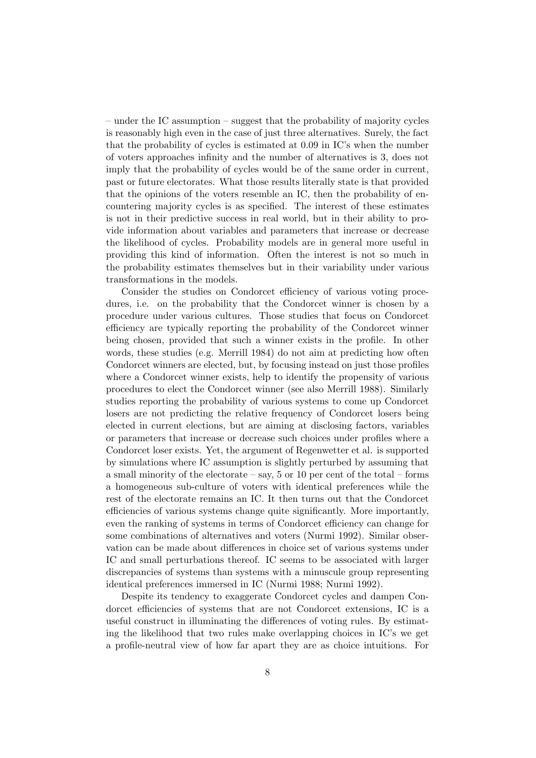– under the IC assumption – suggest that the probability of majority cycles is reasonably high even in the case of just three alternatives. Surely, the fact that the probability of cycles is estimated at 0.09 in IC's when the number of voters approaches infinity and the number of alternatives is 3, does not imply that the probability of cycles would be of the same order in current, past or future electorates. What those results literally state is that provided that the opinions of the voters resemble an IC, then the probability of encountering majority cycles is as specified. The interest of these estimates is not in their predictive success in real world, but in their ability to provide information about variables and parameters that increase or decrease the likelihood of cycles. Probability models are in general more useful in providing this kind of information. Often the interest is not so much in the probability estimates themselves but in their variability under various transformations in the models.

Consider the studies on Condorcet efficiency of various voting procedures, i.e. on the probability that the Condorcet winner is chosen by a procedure under various cultures. Those studies that focus on Condorcet efficiency are typically reporting the probability of the Condorcet winner being chosen, provided that such a winner exists in the profile. In other words, these studies (e.g. Merrill 1984) do not aim at predicting how often Condorcet winners are elected, but, by focusing instead on just those profiles where a Condorcet winner exists, help to identify the propensity of various procedures to elect the Condorcet winner (see also Merrill 1988). Similarly studies reporting the probability of various systems to come up Condorcet losers are not predicting the relative frequency of Condorcet losers being elected in current elections, but are aiming at disclosing factors, variables or parameters that increase or decrease such choices under profiles where a Condorcet loser exists. Yet, the argument of Regenwetter et al. is supported by simulations where IC assumption is slightly perturbed by assuming that a small minority of the electorate – say, 5 or 10 per cent of the total – forms a homogeneous sub-culture of voters with identical preferences while the rest of the electorate remains an IC. It then turns out that the Condorcet efficiencies of various systems change quite significantly. More importantly, even the ranking of systems in terms of Condorcet efficiency can change for some combinations of alternatives and voters (Nurmi 1992). Similar observation can be made about differences in choice set of various systems under IC and small perturbations thereof. IC seems to be associated with larger discrepancies of systems than systems with a minuscule group representing identical preferences immersed in IC (Nurmi 1988; Nurmi 1992).

Despite its tendency to exaggerate Condorcet cycles and dampen Condorcet efficiencies of systems that are not Condorcet extensions, IC is a useful construct in illuminating the differences of voting rules. By estimating the likelihood that two rules make overlapping choices in IC's we get a profile-neutral view of how far apart they are as choice intuitions. For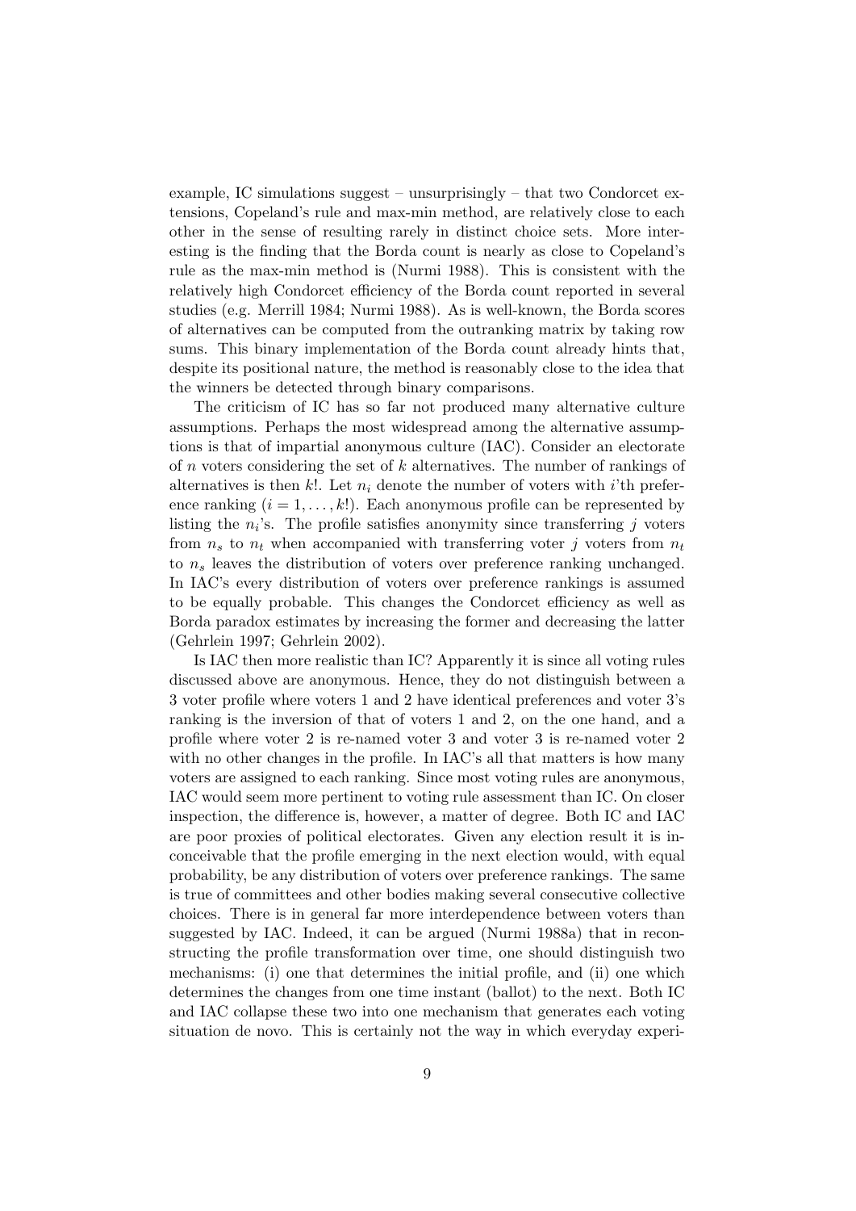example, IC simulations suggest – unsurprisingly – that two Condorcet extensions, Copeland's rule and max-min method, are relatively close to each other in the sense of resulting rarely in distinct choice sets. More interesting is the finding that the Borda count is nearly as close to Copeland's rule as the max-min method is (Nurmi 1988). This is consistent with the relatively high Condorcet efficiency of the Borda count reported in several studies (e.g. Merrill 1984; Nurmi 1988). As is well-known, the Borda scores of alternatives can be computed from the outranking matrix by taking row sums. This binary implementation of the Borda count already hints that, despite its positional nature, the method is reasonably close to the idea that the winners be detected through binary comparisons.

The criticism of IC has so far not produced many alternative culture assumptions. Perhaps the most widespread among the alternative assumptions is that of impartial anonymous culture (IAC). Consider an electorate of $n$ voters considering the set of $k$ alternatives. The number of rankings of alternatives is then $k!$. Let $n_i$ denote the number of voters with $i$'th preference ranking ($i = 1, \ldots, k!$). Each anonymous profile can be represented by listing the $n_i$'s. The profile satisfies anonymity since transferring $j$ voters from $n_s$ to $n_t$ when accompanied with transferring voter $j$ voters from $n_t$ to $n_s$ leaves the distribution of voters over preference ranking unchanged. In IAC's every distribution of voters over preference rankings is assumed to be equally probable. This changes the Condorcet efficiency as well as Borda paradox estimates by increasing the former and decreasing the latter (Gehrlein 1997; Gehrlein 2002).

Is IAC then more realistic than IC? Apparently it is since all voting rules discussed above are anonymous. Hence, they do not distinguish between a 3 voter profile where voters 1 and 2 have identical preferences and voter 3's ranking is the inversion of that of voters 1 and 2, on the one hand, and a profile where voter 2 is re-named voter 3 and voter 3 is re-named voter 2 with no other changes in the profile. In IAC's all that matters is how many voters are assigned to each ranking. Since most voting rules are anonymous, IAC would seem more pertinent to voting rule assessment than IC. On closer inspection, the difference is, however, a matter of degree. Both IC and IAC are poor proxies of political electorates. Given any election result it is inconceivable that the profile emerging in the next election would, with equal probability, be any distribution of voters over preference rankings. The same is true of committees and other bodies making several consecutive collective choices. There is in general far more interdependence between voters than suggested by IAC. Indeed, it can be argued (Nurmi 1988a) that in reconstructing the profile transformation over time, one should distinguish two mechanisms: (i) one that determines the initial profile, and (ii) one which determines the changes from one time instant (ballot) to the next. Both IC and IAC collapse these two into one mechanism that generates each voting situation de novo. This is certainly not the way in which everyday experi-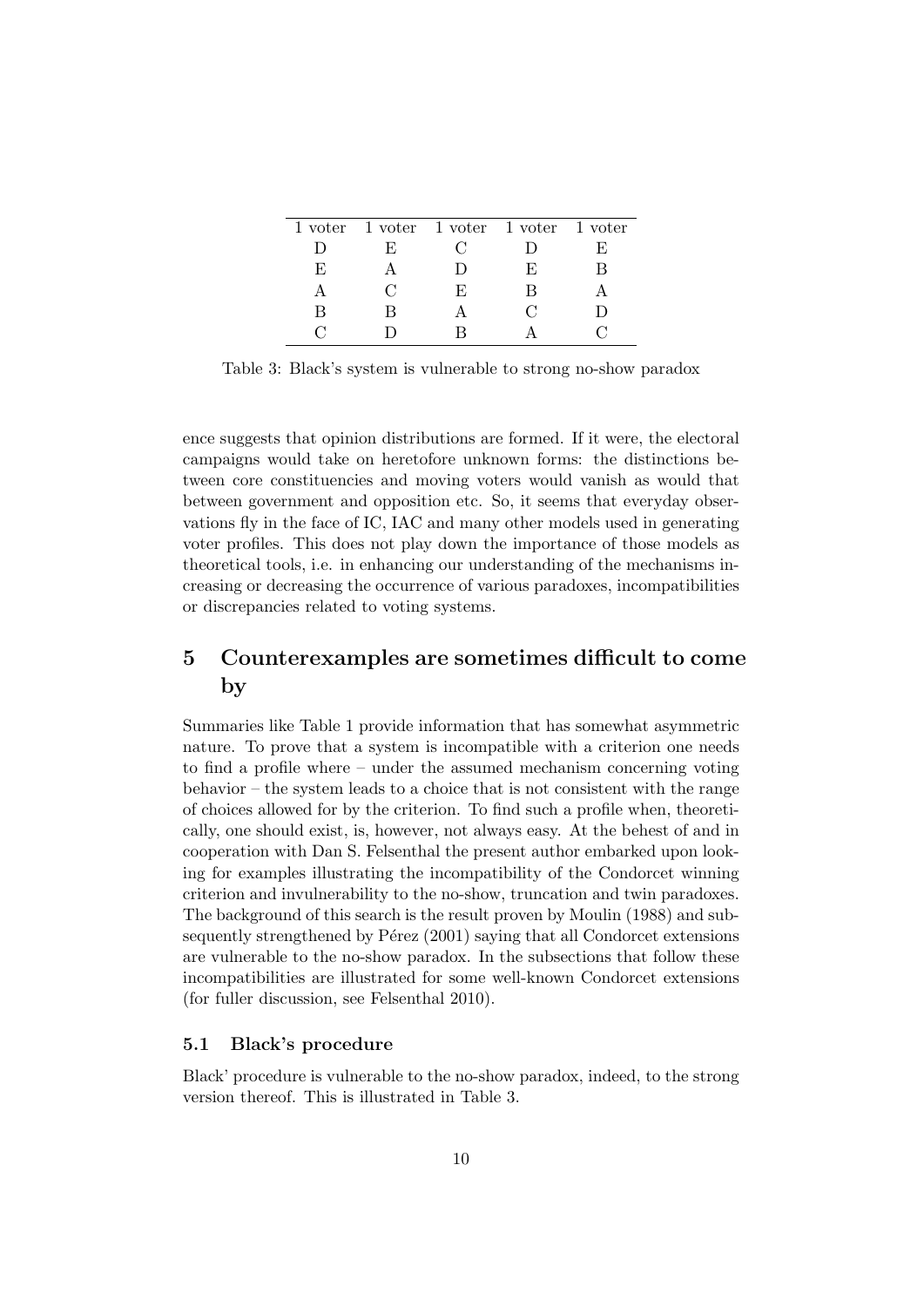| 1 voter | 1 voter | 1 voter | 1 voter | 1 voter |
|---|---|---|---|---|
| D | E | C | D | E |
| E | A | D | E | B |
| A | C | E | B | A |
| B | B | A | C | D |
| C | D | B | A | C |

Table 3: Black's system is vulnerable to strong no-show paradox

ence suggests that opinion distributions are formed. If it were, the electoral campaigns would take on heretofore unknown forms: the distinctions between core constituencies and moving voters would vanish as would that between government and opposition etc. So, it seems that everyday observations fly in the face of IC, IAC and many other models used in generating voter profiles. This does not play down the importance of those models as theoretical tools, i.e. in enhancing our understanding of the mechanisms increasing or decreasing the occurrence of various paradoxes, incompatibilities or discrepancies related to voting systems.

# 5 Counterexamples are sometimes difficult to come by

Summaries like Table 1 provide information that has somewhat asymmetric nature. To prove that a system is incompatible with a criterion one needs to find a profile where – under the assumed mechanism concerning voting behavior – the system leads to a choice that is not consistent with the range of choices allowed for by the criterion. To find such a profile when, theoretically, one should exist, is, however, not always easy. At the behest of and in cooperation with Dan S. Felsenthal the present author embarked upon looking for examples illustrating the incompatibility of the Condorcet winning criterion and invulnerability to the no-show, truncation and twin paradoxes. The background of this search is the result proven by Moulin (1988) and subsequently strengthened by Pérez (2001) saying that all Condorcet extensions are vulnerable to the no-show paradox. In the subsections that follow these incompatibilities are illustrated for some well-known Condorcet extensions (for fuller discussion, see Felsenthal 2010).

## 5.1 Black's procedure

Black' procedure is vulnerable to the no-show paradox, indeed, to the strong version thereof. This is illustrated in Table 3.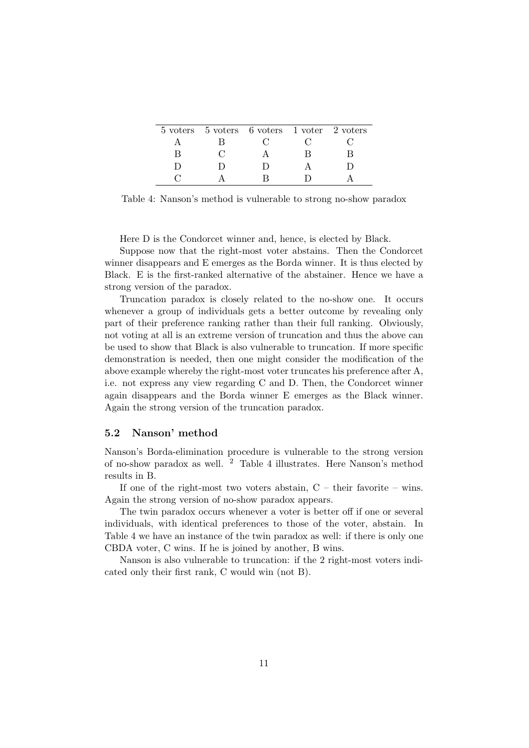| 5 voters | 5 voters | 6 voters | 1 voter | 2 voters |
|---|---|---|---|---|
| A | B | C | C | C |
| B | C | A | B | B |
| D | D | D | A | D |
| C | A | B | D | A |

Table 4: Nanson's method is vulnerable to strong no-show paradox

Here D is the Condorcet winner and, hence, is elected by Black.

Suppose now that the right-most voter abstains. Then the Condorcet winner disappears and E emerges as the Borda winner. It is thus elected by Black. E is the first-ranked alternative of the abstainer. Hence we have a strong version of the paradox.

Truncation paradox is closely related to the no-show one. It occurs whenever a group of individuals gets a better outcome by revealing only part of their preference ranking rather than their full ranking. Obviously, not voting at all is an extreme version of truncation and thus the above can be used to show that Black is also vulnerable to truncation. If more specific demonstration is needed, then one might consider the modification of the above example whereby the right-most voter truncates his preference after A, i.e. not express any view regarding C and D. Then, the Condorcet winner again disappears and the Borda winner E emerges as the Black winner. Again the strong version of the truncation paradox.

### 5.2 Nanson' method

Nanson's Borda-elimination procedure is vulnerable to the strong version of no-show paradox as well. [2] Table 4 illustrates. Here Nanson's method results in B.

If one of the right-most two voters abstain, C – their favorite – wins. Again the strong version of no-show paradox appears.

The twin paradox occurs whenever a voter is better off if one or several individuals, with identical preferences to those of the voter, abstain. In Table 4 we have an instance of the twin paradox as well: if there is only one CBDA voter, C wins. If he is joined by another, B wins.

Nanson is also vulnerable to truncation: if the 2 right-most voters indicated only their first rank, C would win (not B).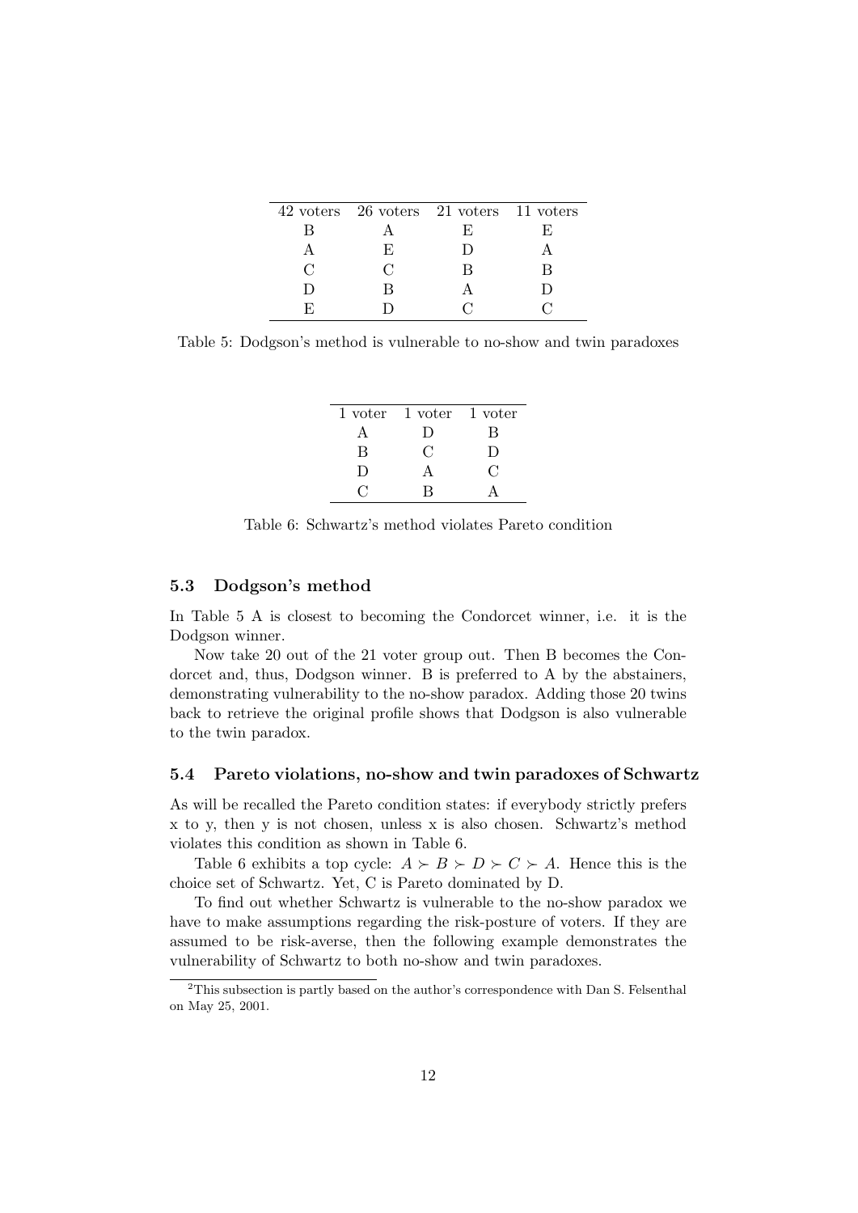| 42 voters | 26 voters | 21 voters | 11 voters |
|---|---|---|---|
| B | A | E | E |
| A | E | D | A |
| C | C | B | B |
| D | B | A | D |
| E | D | C | C |

Table 5: Dodgson's method is vulnerable to no-show and twin paradoxes

| 1 voter | 1 voter | 1 voter |
|---|---|---|
| A | D | B |
| B | C | D |
| D | A | C |
| C | B | A |

Table 6: Schwartz's method violates Pareto condition

### 5.3 Dodgson's method

In Table 5 A is closest to becoming the Condorcet winner, i.e. it is the Dodgson winner.

Now take 20 out of the 21 voter group out. Then B becomes the Condorcet and, thus, Dodgson winner. B is preferred to A by the abstainers, demonstrating vulnerability to the no-show paradox. Adding those 20 twins back to retrieve the original profile shows that Dodgson is also vulnerable to the twin paradox.

### 5.4 Pareto violations, no-show and twin paradoxes of Schwartz

As will be recalled the Pareto condition states: if everybody strictly prefers x to y, then y is not chosen, unless x is also chosen. Schwartz's method violates this condition as shown in Table 6.

Table 6 exhibits a top cycle: $A \succ B \succ D \succ C \succ A$. Hence this is the choice set of Schwartz. Yet, C is Pareto dominated by D.

To find out whether Schwartz is vulnerable to the no-show paradox we have to make assumptions regarding the risk-posture of voters. If they are assumed to be risk-averse, then the following example demonstrates the vulnerability of Schwartz to both no-show and twin paradoxes.

[2]This subsection is partly based on the author's correspondence with Dan S. Felsenthal on May 25, 2001.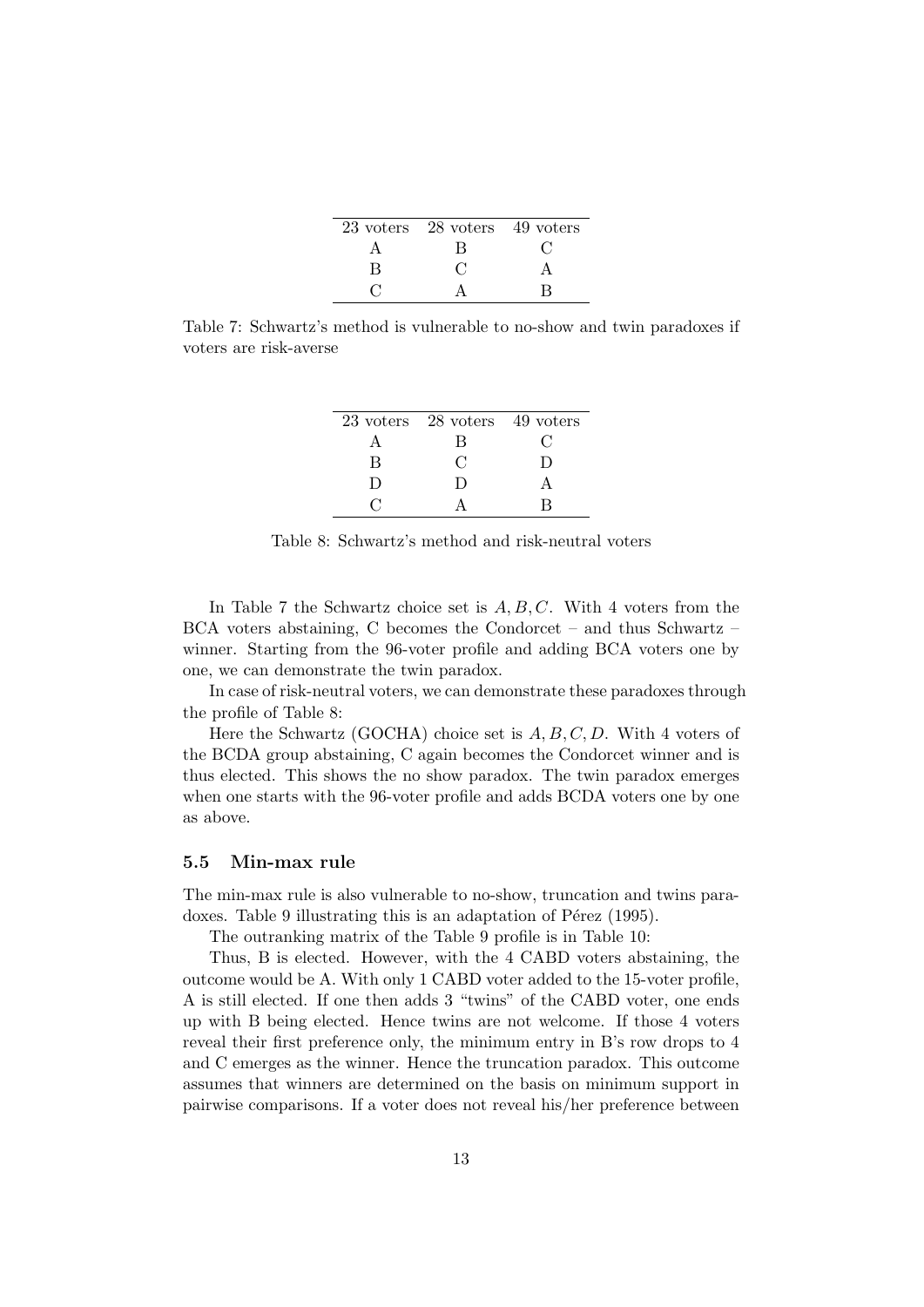| 23 voters | 28 voters | 49 voters |
|---|---|---|
| A | B | C |
| B | C | A |
| C | A | B |

Table 7: Schwartz's method is vulnerable to no-show and twin paradoxes if voters are risk-averse

| 23 voters | 28 voters | 49 voters |
|---|---|---|
| A | B | C |
| B | C | D |
| D | D | A |
| C | A | B |

Table 8: Schwartz's method and risk-neutral voters

In Table 7 the Schwartz choice set is $A, B, C$. With 4 voters from the BCA voters abstaining, C becomes the Condorcet – and thus Schwartz – winner. Starting from the 96-voter profile and adding BCA voters one by one, we can demonstrate the twin paradox.

In case of risk-neutral voters, we can demonstrate these paradoxes through the profile of Table 8:

Here the Schwartz (GOCHA) choice set is $A, B, C, D$. With 4 voters of the BCDA group abstaining, C again becomes the Condorcet winner and is thus elected. This shows the no show paradox. The twin paradox emerges when one starts with the 96-voter profile and adds BCDA voters one by one as above.

### 5.5 Min-max rule

The min-max rule is also vulnerable to no-show, truncation and twins paradoxes. Table 9 illustrating this is an adaptation of Pérez (1995).

The outranking matrix of the Table 9 profile is in Table 10:

Thus, B is elected. However, with the 4 CABD voters abstaining, the outcome would be A. With only 1 CABD voter added to the 15-voter profile, A is still elected. If one then adds 3 "twins" of the CABD voter, one ends up with B being elected. Hence twins are not welcome. If those 4 voters reveal their first preference only, the minimum entry in B's row drops to 4 and C emerges as the winner. Hence the truncation paradox. This outcome assumes that winners are determined on the basis on minimum support in pairwise comparisons. If a voter does not reveal his/her preference between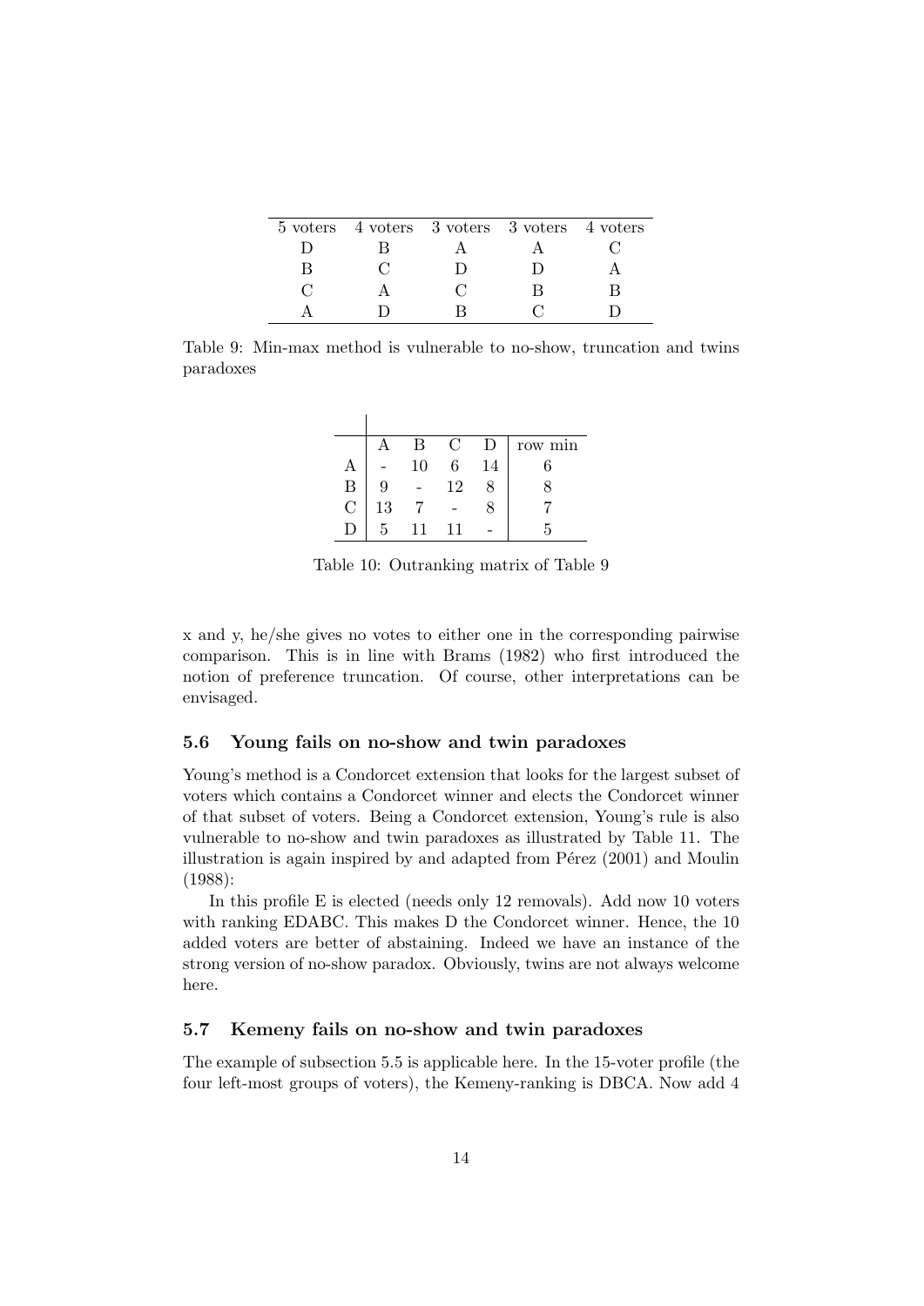| 5 voters | 4 voters | 3 voters | 3 voters | 4 voters |
|---|---|---|---|---|
| D | B | A | A | C |
| B | C | D | D | A |
| C | A | C | B | B |
| A | D | B | C | D |

Table 9: Min-max method is vulnerable to no-show, truncation and twins paradoxes

| | A | B | C | D | row min |
|---|---|---|---|---|---|
| A | - | 10 | 6 | 14 | 6 |
| B | 9 | - | 12 | 8 | 8 |
| C | 13 | 7 | - | 8 | 7 |
| D | 5 | 11 | 11 | - | 5 |

Table 10: Outranking matrix of Table 9

x and y, he/she gives no votes to either one in the corresponding pairwise comparison. This is in line with Brams (1982) who first introduced the notion of preference truncation. Of course, other interpretations can be envisaged.

### 5.6 Young fails on no-show and twin paradoxes

Young's method is a Condorcet extension that looks for the largest subset of voters which contains a Condorcet winner and elects the Condorcet winner of that subset of voters. Being a Condorcet extension, Young's rule is also vulnerable to no-show and twin paradoxes as illustrated by Table 11. The illustration is again inspired by and adapted from Pérez (2001) and Moulin (1988):

In this profile E is elected (needs only 12 removals). Add now 10 voters with ranking EDABC. This makes D the Condorcet winner. Hence, the 10 added voters are better of abstaining. Indeed we have an instance of the strong version of no-show paradox. Obviously, twins are not always welcome here.

### 5.7 Kemeny fails on no-show and twin paradoxes

The example of subsection 5.5 is applicable here. In the 15-voter profile (the four left-most groups of voters), the Kemeny-ranking is DBCA. Now add 4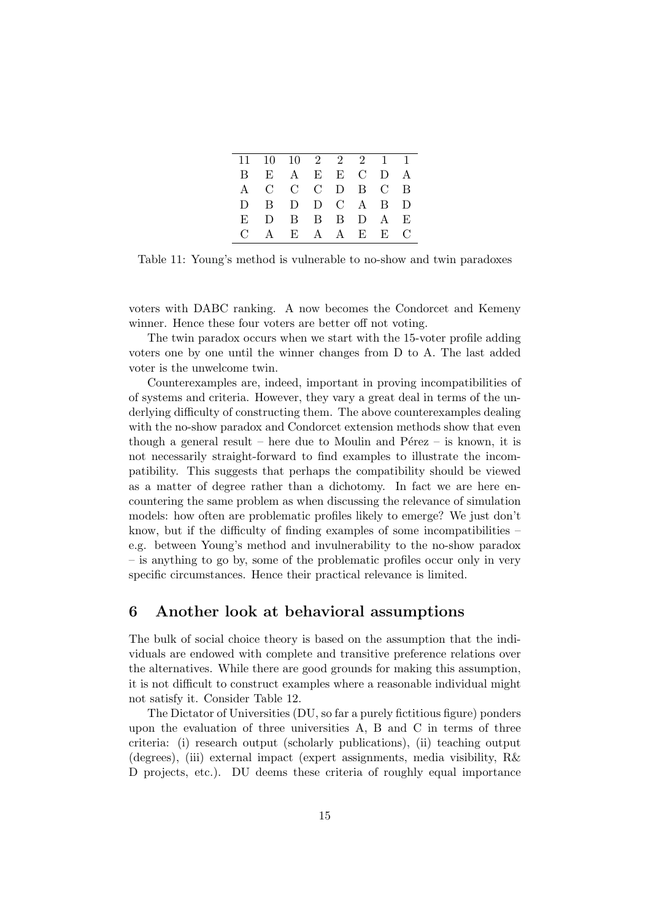| 11 | 10 | 10 | 2 | 2 | 2 | 1 | 1 |
|---|---|---|---|---|---|---|---|
| B | E | A | E | E | C | D | A |
| A | C | C | C | D | B | C | B |
| D | B | D | D | C | A | B | D |
| E | D | B | B | B | D | A | E |
| C | A | E | A | A | E | E | C |

Table 11: Young's method is vulnerable to no-show and twin paradoxes

voters with DABC ranking. A now becomes the Condorcet and Kemeny winner. Hence these four voters are better off not voting.

The twin paradox occurs when we start with the 15-voter profile adding voters one by one until the winner changes from D to A. The last added voter is the unwelcome twin.

Counterexamples are, indeed, important in proving incompatibilities of of systems and criteria. However, they vary a great deal in terms of the underlying difficulty of constructing them. The above counterexamples dealing with the no-show paradox and Condorcet extension methods show that even though a general result – here due to Moulin and Pérez – is known, it is not necessarily straight-forward to find examples to illustrate the incompatibility. This suggests that perhaps the compatibility should be viewed as a matter of degree rather than a dichotomy. In fact we are here encountering the same problem as when discussing the relevance of simulation models: how often are problematic profiles likely to emerge? We just don't know, but if the difficulty of finding examples of some incompatibilities – e.g. between Young's method and invulnerability to the no-show paradox – is anything to go by, some of the problematic profiles occur only in very specific circumstances. Hence their practical relevance is limited.

## 6 Another look at behavioral assumptions

The bulk of social choice theory is based on the assumption that the individuals are endowed with complete and transitive preference relations over the alternatives. While there are good grounds for making this assumption, it is not difficult to construct examples where a reasonable individual might not satisfy it. Consider Table 12.

The Dictator of Universities (DU, so far a purely fictitious figure) ponders upon the evaluation of three universities A, B and C in terms of three criteria: (i) research output (scholarly publications), (ii) teaching output (degrees), (iii) external impact (expert assignments, media visibility, R& D projects, etc.). DU deems these criteria of roughly equal importance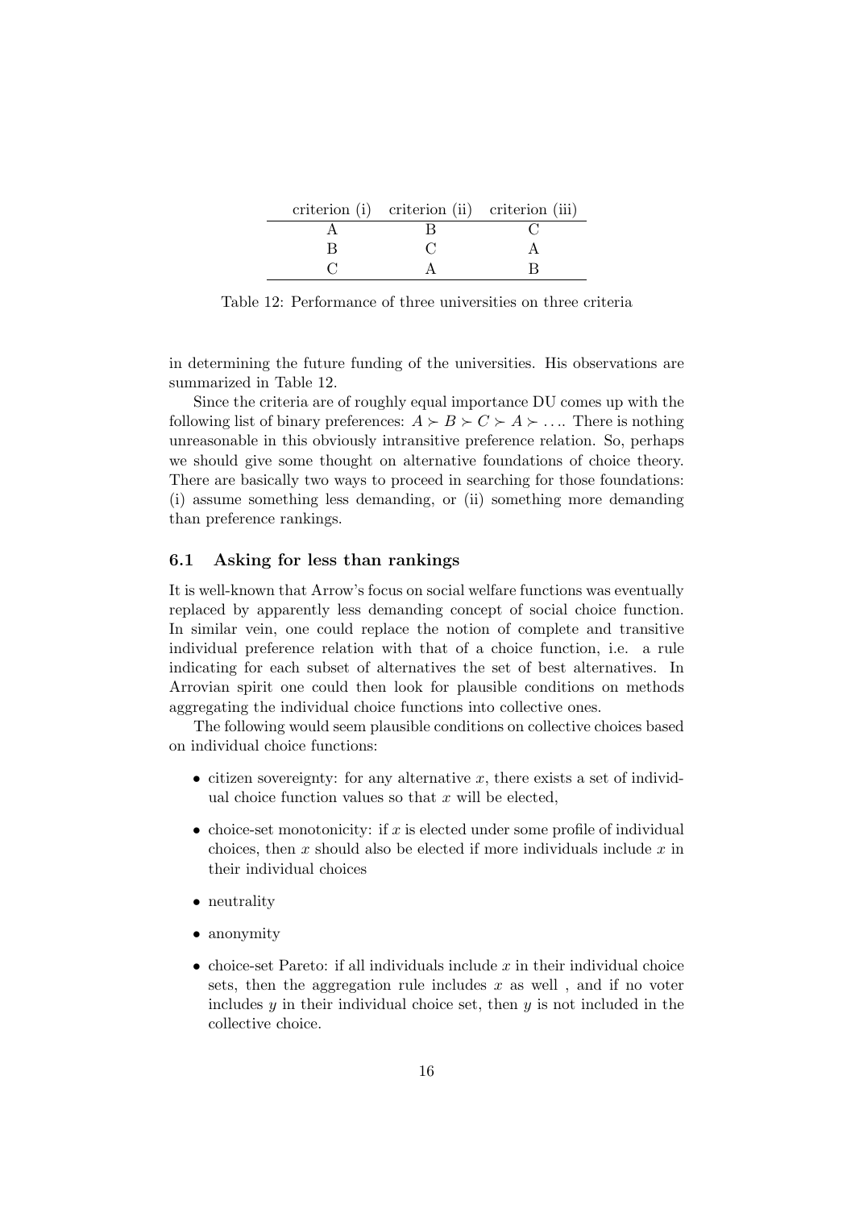| criterion (i) | criterion (ii) | criterion (iii) |
|---|---|---|
| A | B | C |
| B | C | A |
| C | A | B |

Table 12: Performance of three universities on three criteria

in determining the future funding of the universities. His observations are summarized in Table 12.

Since the criteria are of roughly equal importance DU comes up with the following list of binary preferences: $A \succ B \succ C \succ A \succ \ldots$. There is nothing unreasonable in this obviously intransitive preference relation. So, perhaps we should give some thought on alternative foundations of choice theory. There are basically two ways to proceed in searching for those foundations: (i) assume something less demanding, or (ii) something more demanding than preference rankings.

### 6.1 Asking for less than rankings

It is well-known that Arrow's focus on social welfare functions was eventually replaced by apparently less demanding concept of social choice function. In similar vein, one could replace the notion of complete and transitive individual preference relation with that of a choice function, i.e. a rule indicating for each subset of alternatives the set of best alternatives. In Arrovian spirit one could then look for plausible conditions on methods aggregating the individual choice functions into collective ones.

The following would seem plausible conditions on collective choices based on individual choice functions:

- citizen sovereignty: for any alternative $x$, there exists a set of individual choice function values so that $x$ will be elected,
- choice-set monotonicity: if $x$ is elected under some profile of individual choices, then $x$ should also be elected if more individuals include $x$ in their individual choices
- neutrality
- anonymity
- choice-set Pareto: if all individuals include $x$ in their individual choice sets, then the aggregation rule includes $x$ as well , and if no voter includes $y$ in their individual choice set, then $y$ is not included in the collective choice.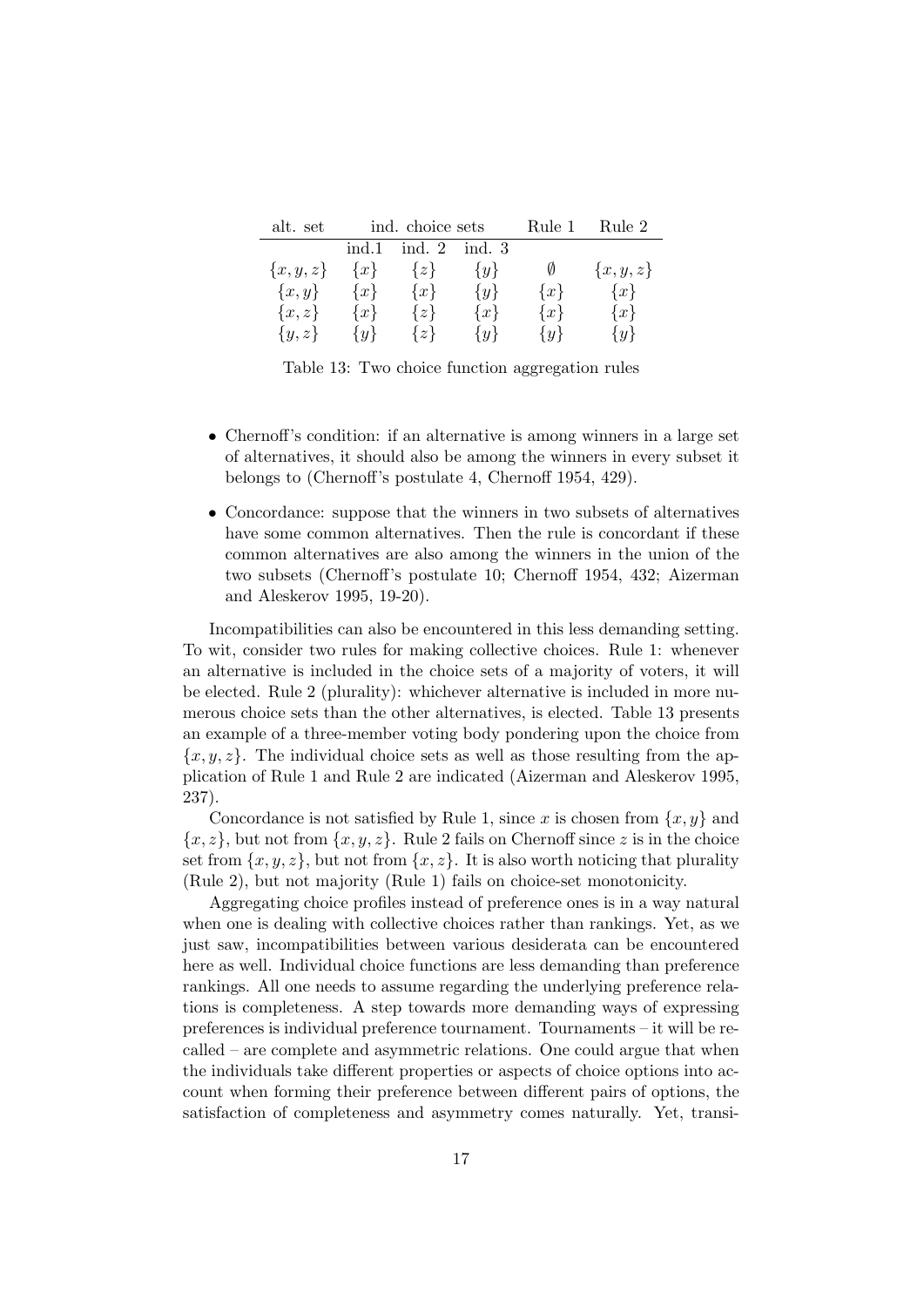| alt. set | ind. choice sets | | | Rule 1 | Rule 2 |
|---|---|---|---|---|---|
| | ind.1 | ind. 2 | ind. 3 | | |
| $\{x, y, z\}$ | $\{x\}$ | $\{z\}$ | $\{y\}$ | $\emptyset$ | $\{x, y, z\}$ |
| $\{x, y\}$ | $\{x\}$ | $\{x\}$ | $\{y\}$ | $\{x\}$ | $\{x\}$ |
| $\{x, z\}$ | $\{x\}$ | $\{z\}$ | $\{x\}$ | $\{x\}$ | $\{x\}$ |
| $\{y, z\}$ | $\{y\}$ | $\{z\}$ | $\{y\}$ | $\{y\}$ | $\{y\}$ |

Table 13: Two choice function aggregation rules

- Chernoff's condition: if an alternative is among winners in a large set of alternatives, it should also be among the winners in every subset it belongs to (Chernoff's postulate 4, Chernoff 1954, 429).
- Concordance: suppose that the winners in two subsets of alternatives have some common alternatives. Then the rule is concordant if these common alternatives are also among the winners in the union of the two subsets (Chernoff's postulate 10; Chernoff 1954, 432; Aizerman and Aleskerov 1995, 19-20).

Incompatibilities can also be encountered in this less demanding setting. To wit, consider two rules for making collective choices. Rule 1: whenever an alternative is included in the choice sets of a majority of voters, it will be elected. Rule 2 (plurality): whichever alternative is included in more numerous choice sets than the other alternatives, is elected. Table 13 presents an example of a three-member voting body pondering upon the choice from $\{x, y, z\}$. The individual choice sets as well as those resulting from the application of Rule 1 and Rule 2 are indicated (Aizerman and Aleskerov 1995, 237).

Concordance is not satisfied by Rule 1, since $x$ is chosen from $\{x, y\}$ and $\{x, z\}$, but not from $\{x, y, z\}$. Rule 2 fails on Chernoff since $z$ is in the choice set from $\{x, y, z\}$, but not from $\{x, z\}$. It is also worth noticing that plurality (Rule 2), but not majority (Rule 1) fails on choice-set monotonicity.

Aggregating choice profiles instead of preference ones is in a way natural when one is dealing with collective choices rather than rankings. Yet, as we just saw, incompatibilities between various desiderata can be encountered here as well. Individual choice functions are less demanding than preference rankings. All one needs to assume regarding the underlying preference relations is completeness. A step towards more demanding ways of expressing preferences is individual preference tournament. Tournaments – it will be recalled – are complete and asymmetric relations. One could argue that when the individuals take different properties or aspects of choice options into account when forming their preference between different pairs of options, the satisfaction of completeness and asymmetry comes naturally. Yet, transi-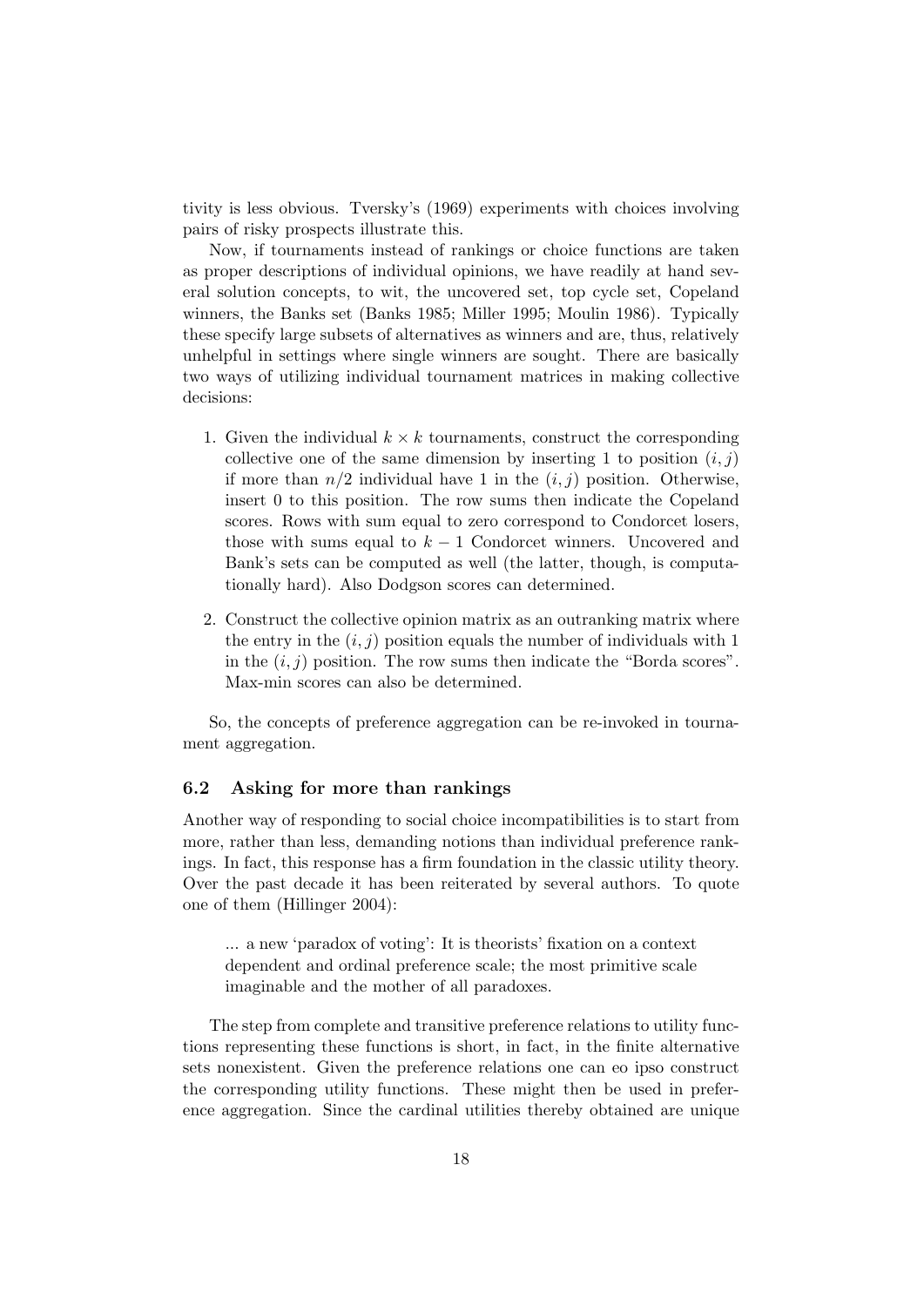tivity is less obvious. Tversky's (1969) experiments with choices involving pairs of risky prospects illustrate this.

Now, if tournaments instead of rankings or choice functions are taken as proper descriptions of individual opinions, we have readily at hand several solution concepts, to wit, the uncovered set, top cycle set, Copeland winners, the Banks set (Banks 1985; Miller 1995; Moulin 1986). Typically these specify large subsets of alternatives as winners and are, thus, relatively unhelpful in settings where single winners are sought. There are basically two ways of utilizing individual tournament matrices in making collective decisions:

1. Given the individual $k \times k$ tournaments, construct the corresponding collective one of the same dimension by inserting 1 to position $(i, j)$ if more than $n/2$ individual have 1 in the $(i, j)$ position. Otherwise, insert 0 to this position. The row sums then indicate the Copeland scores. Rows with sum equal to zero correspond to Condorcet losers, those with sums equal to $k - 1$ Condorcet winners. Uncovered and Bank's sets can be computed as well (the latter, though, is computationally hard). Also Dodgson scores can determined.

2. Construct the collective opinion matrix as an outranking matrix where the entry in the $(i, j)$ position equals the number of individuals with 1 in the $(i, j)$ position. The row sums then indicate the "Borda scores". Max-min scores can also be determined.

So, the concepts of preference aggregation can be re-invoked in tournament aggregation.

### 6.2 Asking for more than rankings

Another way of responding to social choice incompatibilities is to start from more, rather than less, demanding notions than individual preference rankings. In fact, this response has a firm foundation in the classic utility theory. Over the past decade it has been reiterated by several authors. To quote one of them (Hillinger 2004):

> ... a new 'paradox of voting': It is theorists' fixation on a context dependent and ordinal preference scale; the most primitive scale imaginable and the mother of all paradoxes.

The step from complete and transitive preference relations to utility functions representing these functions is short, in fact, in the finite alternative sets nonexistent. Given the preference relations one can eo ipso construct the corresponding utility functions. These might then be used in preference aggregation. Since the cardinal utilities thereby obtained are unique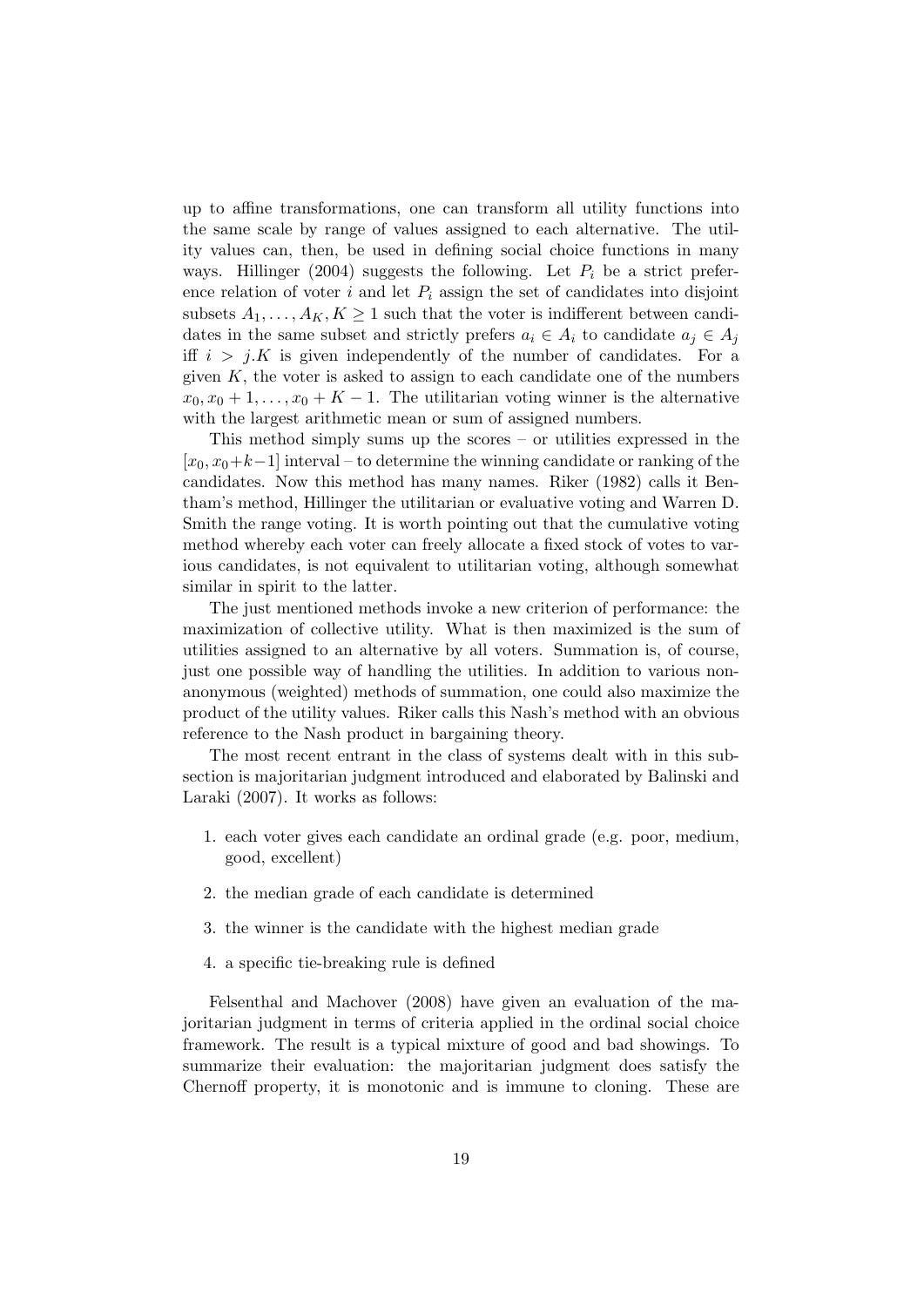up to affine transformations, one can transform all utility functions into the same scale by range of values assigned to each alternative. The utility values can, then, be used in defining social choice functions in many ways. Hillinger (2004) suggests the following. Let $P_i$ be a strict preference relation of voter $i$ and let $P_i$ assign the set of candidates into disjoint subsets $A_1, \ldots, A_K, K \geq 1$ such that the voter is indifferent between candidates in the same subset and strictly prefers $a_i \in A_i$ to candidate $a_j \in A_j$ iff $i > j.K$ is given independently of the number of candidates. For a given $K$, the voter is asked to assign to each candidate one of the numbers $x_0, x_0 + 1, \ldots, x_0 + K - 1$. The utilitarian voting winner is the alternative with the largest arithmetic mean or sum of assigned numbers.

This method simply sums up the scores – or utilities expressed in the $[x_0, x_0+k-1]$ interval – to determine the winning candidate or ranking of the candidates. Now this method has many names. Riker (1982) calls it Bentham's method, Hillinger the utilitarian or evaluative voting and Warren D. Smith the range voting. It is worth pointing out that the cumulative voting method whereby each voter can freely allocate a fixed stock of votes to various candidates, is not equivalent to utilitarian voting, although somewhat similar in spirit to the latter.

The just mentioned methods invoke a new criterion of performance: the maximization of collective utility. What is then maximized is the sum of utilities assigned to an alternative by all voters. Summation is, of course, just one possible way of handling the utilities. In addition to various non-anonymous (weighted) methods of summation, one could also maximize the product of the utility values. Riker calls this Nash's method with an obvious reference to the Nash product in bargaining theory.

The most recent entrant in the class of systems dealt with in this subsection is majoritarian judgment introduced and elaborated by Balinski and Laraki (2007). It works as follows:

1. each voter gives each candidate an ordinal grade (e.g. poor, medium, good, excellent)
2. the median grade of each candidate is determined
3. the winner is the candidate with the highest median grade
4. a specific tie-breaking rule is defined

Felsenthal and Machover (2008) have given an evaluation of the majoritarian judgment in terms of criteria applied in the ordinal social choice framework. The result is a typical mixture of good and bad showings. To summarize their evaluation: the majoritarian judgment does satisfy the Chernoff property, it is monotonic and is immune to cloning. These are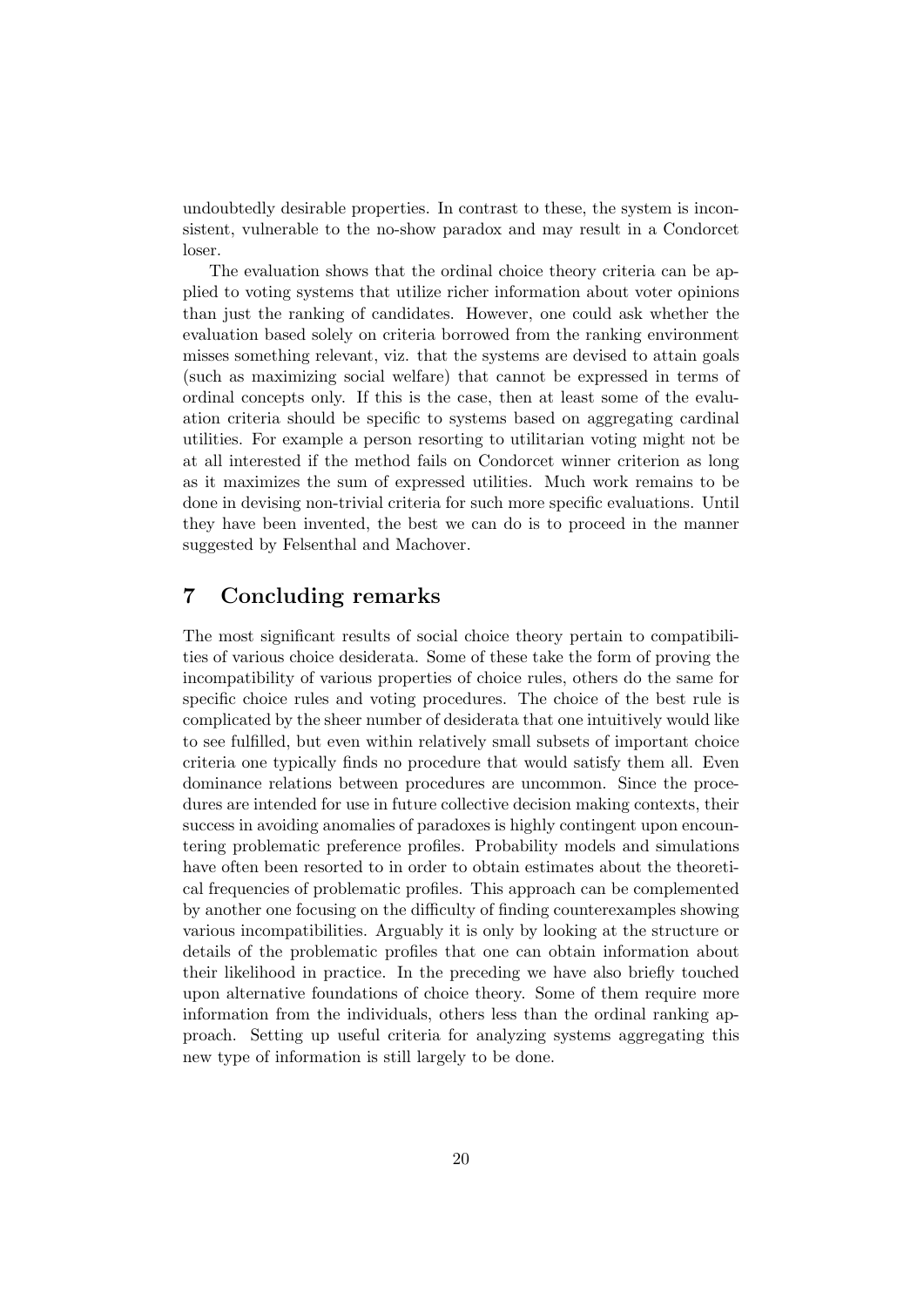undoubtedly desirable properties. In contrast to these, the system is inconsistent, vulnerable to the no-show paradox and may result in a Condorcet loser.

The evaluation shows that the ordinal choice theory criteria can be applied to voting systems that utilize richer information about voter opinions than just the ranking of candidates. However, one could ask whether the evaluation based solely on criteria borrowed from the ranking environment misses something relevant, viz. that the systems are devised to attain goals (such as maximizing social welfare) that cannot be expressed in terms of ordinal concepts only. If this is the case, then at least some of the evaluation criteria should be specific to systems based on aggregating cardinal utilities. For example a person resorting to utilitarian voting might not be at all interested if the method fails on Condorcet winner criterion as long as it maximizes the sum of expressed utilities. Much work remains to be done in devising non-trivial criteria for such more specific evaluations. Until they have been invented, the best we can do is to proceed in the manner suggested by Felsenthal and Machover.

## 7 Concluding remarks

The most significant results of social choice theory pertain to compatibilities of various choice desiderata. Some of these take the form of proving the incompatibility of various properties of choice rules, others do the same for specific choice rules and voting procedures. The choice of the best rule is complicated by the sheer number of desiderata that one intuitively would like to see fulfilled, but even within relatively small subsets of important choice criteria one typically finds no procedure that would satisfy them all. Even dominance relations between procedures are uncommon. Since the procedures are intended for use in future collective decision making contexts, their success in avoiding anomalies of paradoxes is highly contingent upon encountering problematic preference profiles. Probability models and simulations have often been resorted to in order to obtain estimates about the theoretical frequencies of problematic profiles. This approach can be complemented by another one focusing on the difficulty of finding counterexamples showing various incompatibilities. Arguably it is only by looking at the structure or details of the problematic profiles that one can obtain information about their likelihood in practice. In the preceding we have also briefly touched upon alternative foundations of choice theory. Some of them require more information from the individuals, others less than the ordinal ranking approach. Setting up useful criteria for analyzing systems aggregating this new type of information is still largely to be done.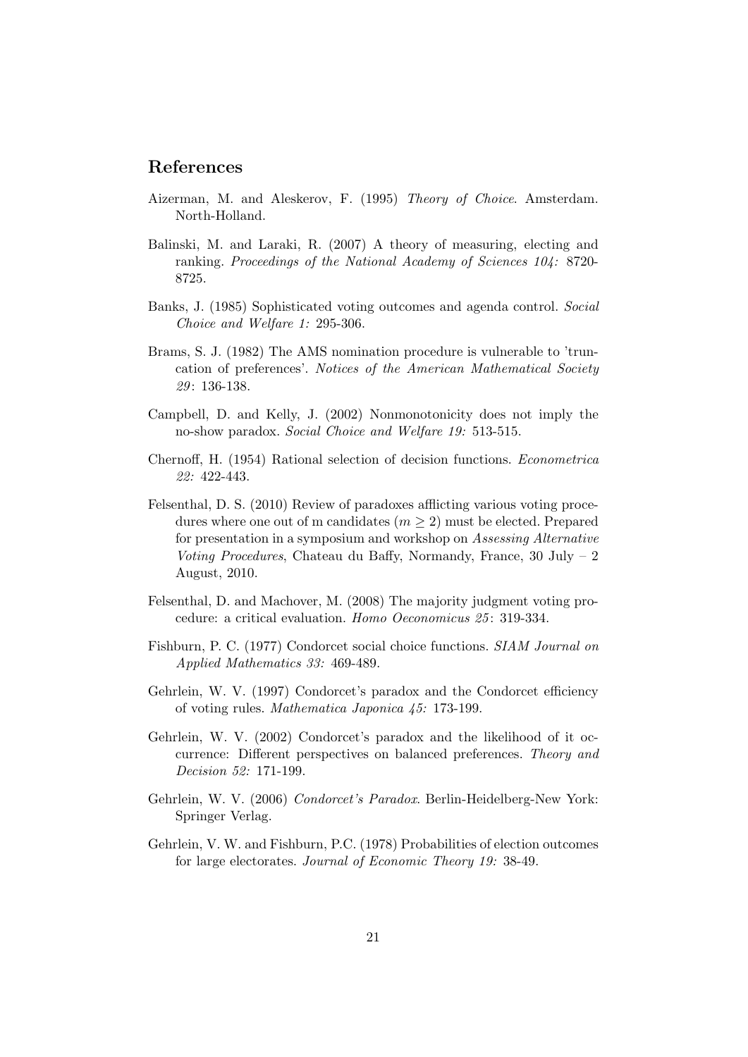## References

Aizerman, M. and Aleskerov, F. (1995) *Theory of Choice*. Amsterdam. North-Holland.

Balinski, M. and Laraki, R. (2007) A theory of measuring, electing and ranking. *Proceedings of the National Academy of Sciences 104:* 8720-8725.

Banks, J. (1985) Sophisticated voting outcomes and agenda control. *Social Choice and Welfare 1:* 295-306.

Brams, S. J. (1982) The AMS nomination procedure is vulnerable to 'truncation of preferences'. *Notices of the American Mathematical Society 29*: 136-138.

Campbell, D. and Kelly, J. (2002) Nonmonotonicity does not imply the no-show paradox. *Social Choice and Welfare 19:* 513-515.

Chernoff, H. (1954) Rational selection of decision functions. *Econometrica 22:* 422-443.

Felsenthal, D. S. (2010) Review of paradoxes afflicting various voting procedures where one out of m candidates ($m \geq 2$) must be elected. Prepared for presentation in a symposium and workshop on *Assessing Alternative Voting Procedures*, Chateau du Baffy, Normandy, France, 30 July – 2 August, 2010.

Felsenthal, D. and Machover, M. (2008) The majority judgment voting procedure: a critical evaluation. *Homo Oeconomicus 25*: 319-334.

Fishburn, P. C. (1977) Condorcet social choice functions. *SIAM Journal on Applied Mathematics 33:* 469-489.

Gehrlein, W. V. (1997) Condorcet's paradox and the Condorcet efficiency of voting rules. *Mathematica Japonica 45:* 173-199.

Gehrlein, W. V. (2002) Condorcet's paradox and the likelihood of it occurrence: Different perspectives on balanced preferences. *Theory and Decision 52:* 171-199.

Gehrlein, W. V. (2006) *Condorcet's Paradox*. Berlin-Heidelberg-New York: Springer Verlag.

Gehrlein, V. W. and Fishburn, P.C. (1978) Probabilities of election outcomes for large electorates. *Journal of Economic Theory 19:* 38-49.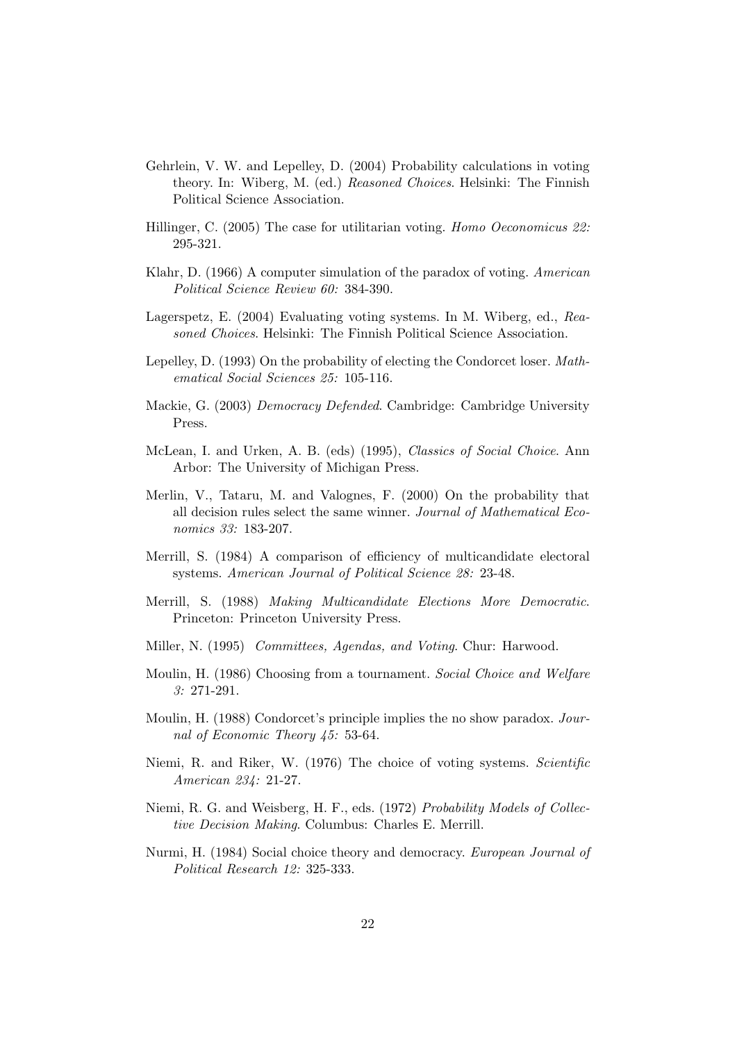Gehrlein, V. W. and Lepelley, D. (2004) Probability calculations in voting theory. In: Wiberg, M. (ed.) *Reasoned Choices*. Helsinki: The Finnish Political Science Association.

Hillinger, C. (2005) The case for utilitarian voting. *Homo Oeconomicus 22:* 295-321.

Klahr, D. (1966) A computer simulation of the paradox of voting. *American Political Science Review 60:* 384-390.

Lagerspetz, E. (2004) Evaluating voting systems. In M. Wiberg, ed., *Reasoned Choices*. Helsinki: The Finnish Political Science Association.

Lepelley, D. (1993) On the probability of electing the Condorcet loser. *Mathematical Social Sciences 25:* 105-116.

Mackie, G. (2003) *Democracy Defended*. Cambridge: Cambridge University Press.

McLean, I. and Urken, A. B. (eds) (1995), *Classics of Social Choice*. Ann Arbor: The University of Michigan Press.

Merlin, V., Tataru, M. and Valognes, F. (2000) On the probability that all decision rules select the same winner. *Journal of Mathematical Economics 33:* 183-207.

Merrill, S. (1984) A comparison of efficiency of multicandidate electoral systems. *American Journal of Political Science 28:* 23-48.

Merrill, S. (1988) *Making Multicandidate Elections More Democratic*. Princeton: Princeton University Press.

Miller, N. (1995) *Committees, Agendas, and Voting*. Chur: Harwood.

Moulin, H. (1986) Choosing from a tournament. *Social Choice and Welfare 3:* 271-291.

Moulin, H. (1988) Condorcet's principle implies the no show paradox. *Journal of Economic Theory 45:* 53-64.

Niemi, R. and Riker, W. (1976) The choice of voting systems. *Scientific American 234:* 21-27.

Niemi, R. G. and Weisberg, H. F., eds. (1972) *Probability Models of Collective Decision Making*. Columbus: Charles E. Merrill.

Nurmi, H. (1984) Social choice theory and democracy. *European Journal of Political Research 12:* 325-333.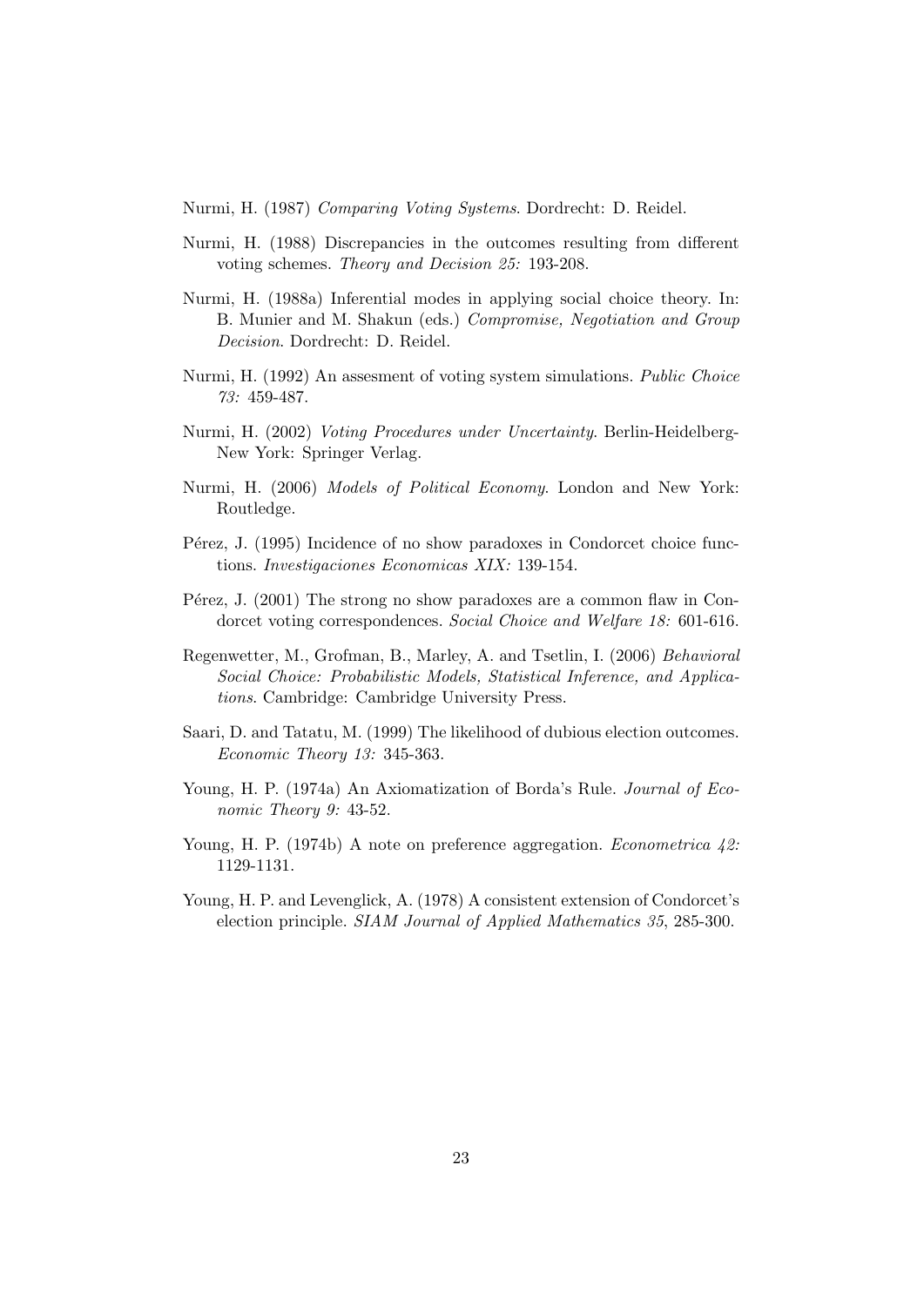Nurmi, H. (1987) *Comparing Voting Systems*. Dordrecht: D. Reidel.

Nurmi, H. (1988) Discrepancies in the outcomes resulting from different voting schemes. *Theory and Decision 25:* 193-208.

Nurmi, H. (1988a) Inferential modes in applying social choice theory. In: B. Munier and M. Shakun (eds.) *Compromise, Negotiation and Group Decision*. Dordrecht: D. Reidel.

Nurmi, H. (1992) An assesment of voting system simulations. *Public Choice 73:* 459-487.

Nurmi, H. (2002) *Voting Procedures under Uncertainty*. Berlin-Heidelberg-New York: Springer Verlag.

Nurmi, H. (2006) *Models of Political Economy*. London and New York: Routledge.

Pérez, J. (1995) Incidence of no show paradoxes in Condorcet choice functions. *Investigaciones Economicas XIX:* 139-154.

Pérez, J. (2001) The strong no show paradoxes are a common flaw in Condorcet voting correspondences. *Social Choice and Welfare 18:* 601-616.

Regenwetter, M., Grofman, B., Marley, A. and Tsetlin, I. (2006) *Behavioral Social Choice: Probabilistic Models, Statistical Inference, and Applications*. Cambridge: Cambridge University Press.

Saari, D. and Tatatu, M. (1999) The likelihood of dubious election outcomes. *Economic Theory 13:* 345-363.

Young, H. P. (1974a) An Axiomatization of Borda's Rule. *Journal of Economic Theory 9:* 43-52.

Young, H. P. (1974b) A note on preference aggregation. *Econometrica 42:* 1129-1131.

Young, H. P. and Levenglick, A. (1978) A consistent extension of Condorcet's election principle. *SIAM Journal of Applied Mathematics 35*, 285-300.